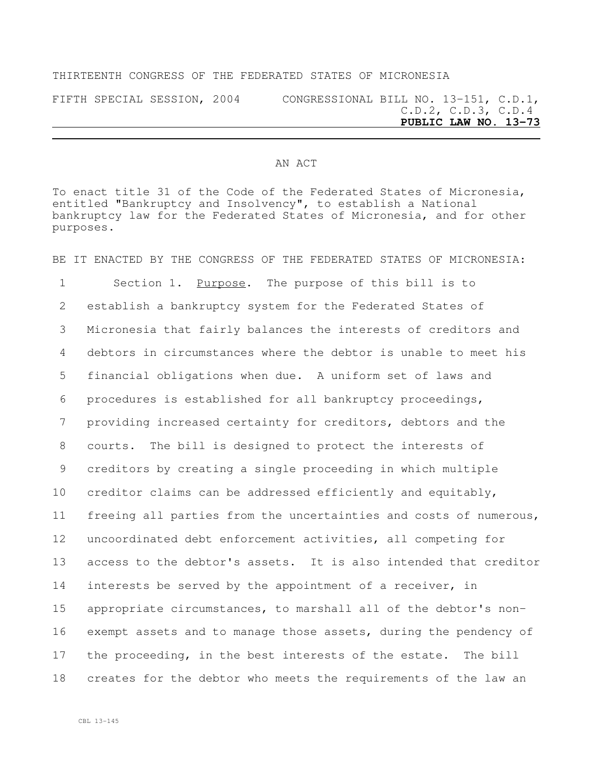THIRTEENTH CONGRESS OF THE FEDERATED STATES OF MICRONESIA

FIFTH SPECIAL SESSION, 2004 CONGRESSIONAL BILL NO. 13-151, C.D.1, C.D.2, C.D.3, C.D.4

**PUBLIC LAW NO. 13-73**

AN ACT

To enact title 31 of the Code of the Federated States of Micronesia, entitled "Bankruptcy and Insolvency", to establish a National bankruptcy law for the Federated States of Micronesia, and for other purposes.

BE IT ENACTED BY THE CONGRESS OF THE FEDERATED STATES OF MICRONESIA:

Section 1. Purpose. The purpose of this bill is to establish a bankruptcy system for the Federated States of Micronesia that fairly balances the interests of creditors and debtors in circumstances where the debtor is unable to meet his financial obligations when due. A uniform set of laws and procedures is established for all bankruptcy proceedings, providing increased certainty for creditors, debtors and the courts. The bill is designed to protect the interests of creditors by creating a single proceeding in which multiple creditor claims can be addressed efficiently and equitably, freeing all parties from the uncertainties and costs of numerous, uncoordinated debt enforcement activities, all competing for access to the debtor's assets. It is also intended that creditor interests be served by the appointment of a receiver, in appropriate circumstances, to marshall all of the debtor's non-exempt assets and to manage those assets, during the pendency of the proceeding, in the best interests of the estate. The bill creates for the debtor who meets the requirements of the law an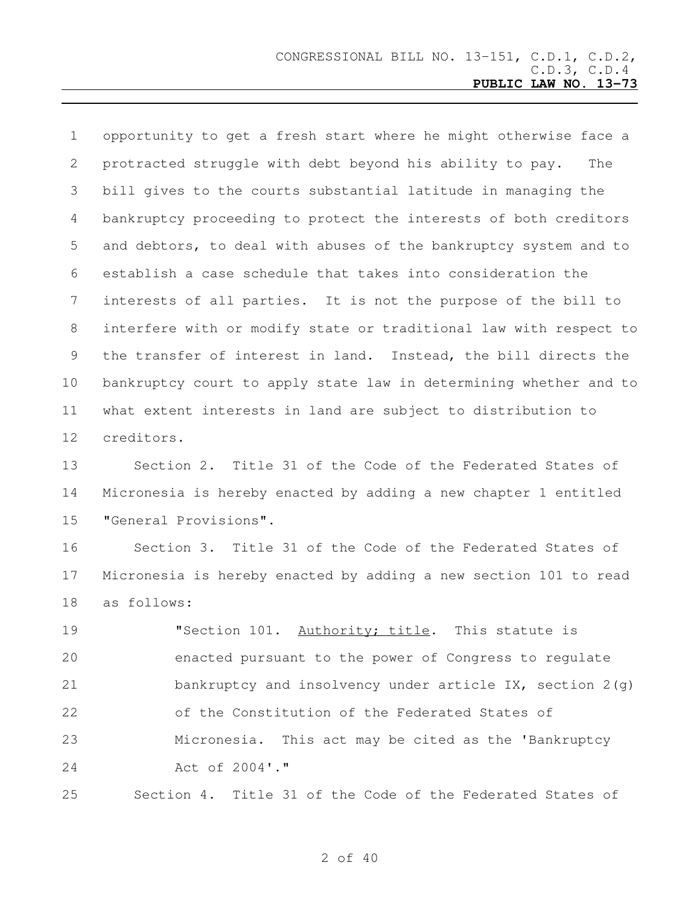opportunity to get a fresh start where he might otherwise face a protracted struggle with debt beyond his ability to pay. The bill gives to the courts substantial latitude in managing the bankruptcy proceeding to protect the interests of both creditors and debtors, to deal with abuses of the bankruptcy system and to establish a case schedule that takes into consideration the interests of all parties. It is not the purpose of the bill to interfere with or modify state or traditional law with respect to the transfer of interest in land. Instead, the bill directs the bankruptcy court to apply state law in determining whether and to what extent interests in land are subject to distribution to creditors.

Section 2. Title 31 of the Code of the Federated States of Micronesia is hereby enacted by adding a new chapter 1 entitled "General Provisions".

Section 3. Title 31 of the Code of the Federated States of Micronesia is hereby enacted by adding a new section 101 to read as follows:

> "Section 101. Authority; title. This statute is enacted pursuant to the power of Congress to regulate bankruptcy and insolvency under article IX, section 2(g) of the Constitution of the Federated States of Micronesia. This act may be cited as the 'Bankruptcy Act of 2004'."

Section 4. Title 31 of the Code of the Federated States of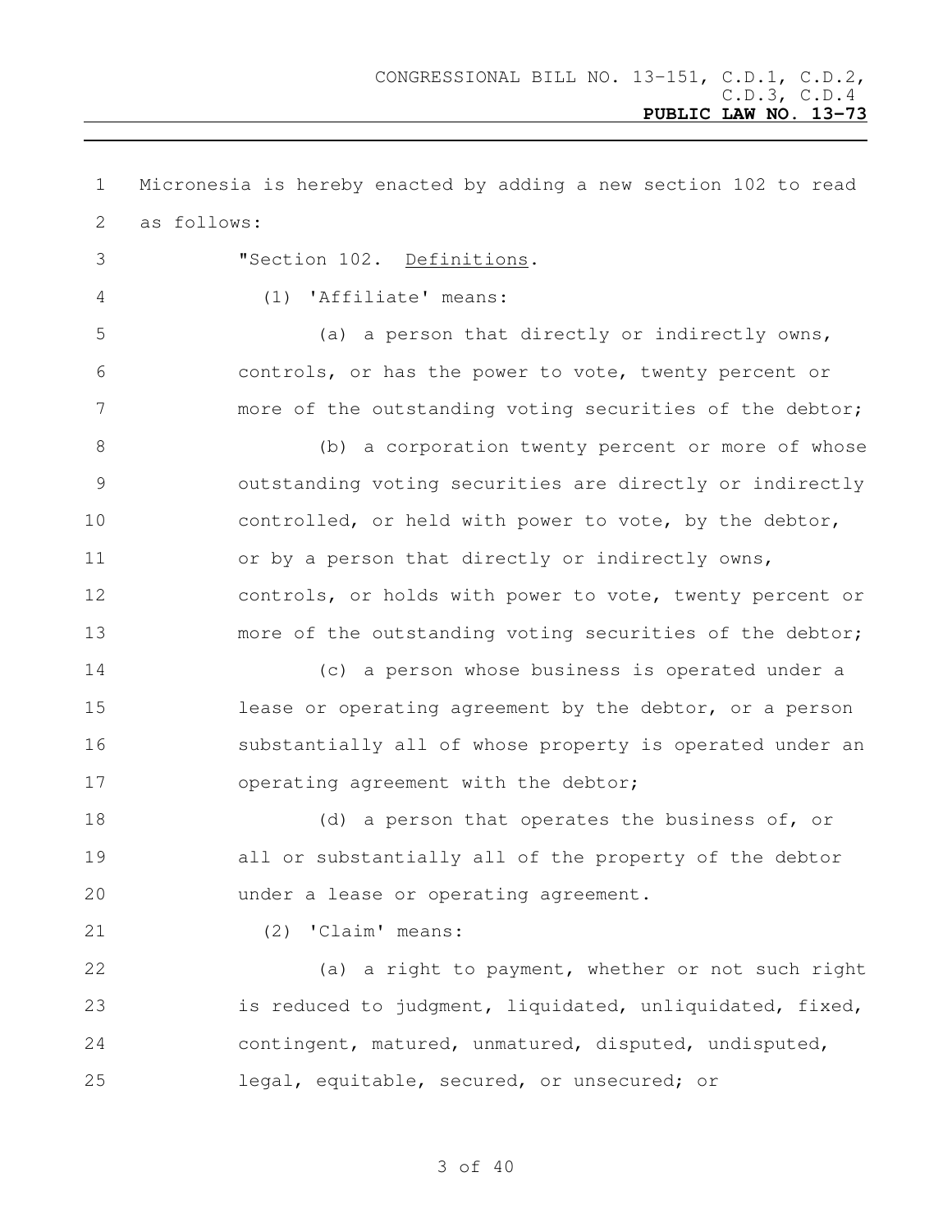Micronesia is hereby enacted by adding a new section 102 to read as follows:

"Section 102. <u>Definitions</u>.

(1) 'Affiliate' means:

(a) a person that directly or indirectly owns, controls, or has the power to vote, twenty percent or more of the outstanding voting securities of the debtor;

(b) a corporation twenty percent or more of whose outstanding voting securities are directly or indirectly controlled, or held with power to vote, by the debtor, or by a person that directly or indirectly owns, controls, or holds with power to vote, twenty percent or more of the outstanding voting securities of the debtor;

(c) a person whose business is operated under a lease or operating agreement by the debtor, or a person substantially all of whose property is operated under an operating agreement with the debtor;

(d) a person that operates the business of, or all or substantially all of the property of the debtor under a lease or operating agreement.

(2) 'Claim' means:

(a) a right to payment, whether or not such right is reduced to judgment, liquidated, unliquidated, fixed, contingent, matured, unmatured, disputed, undisputed, legal, equitable, secured, or unsecured; or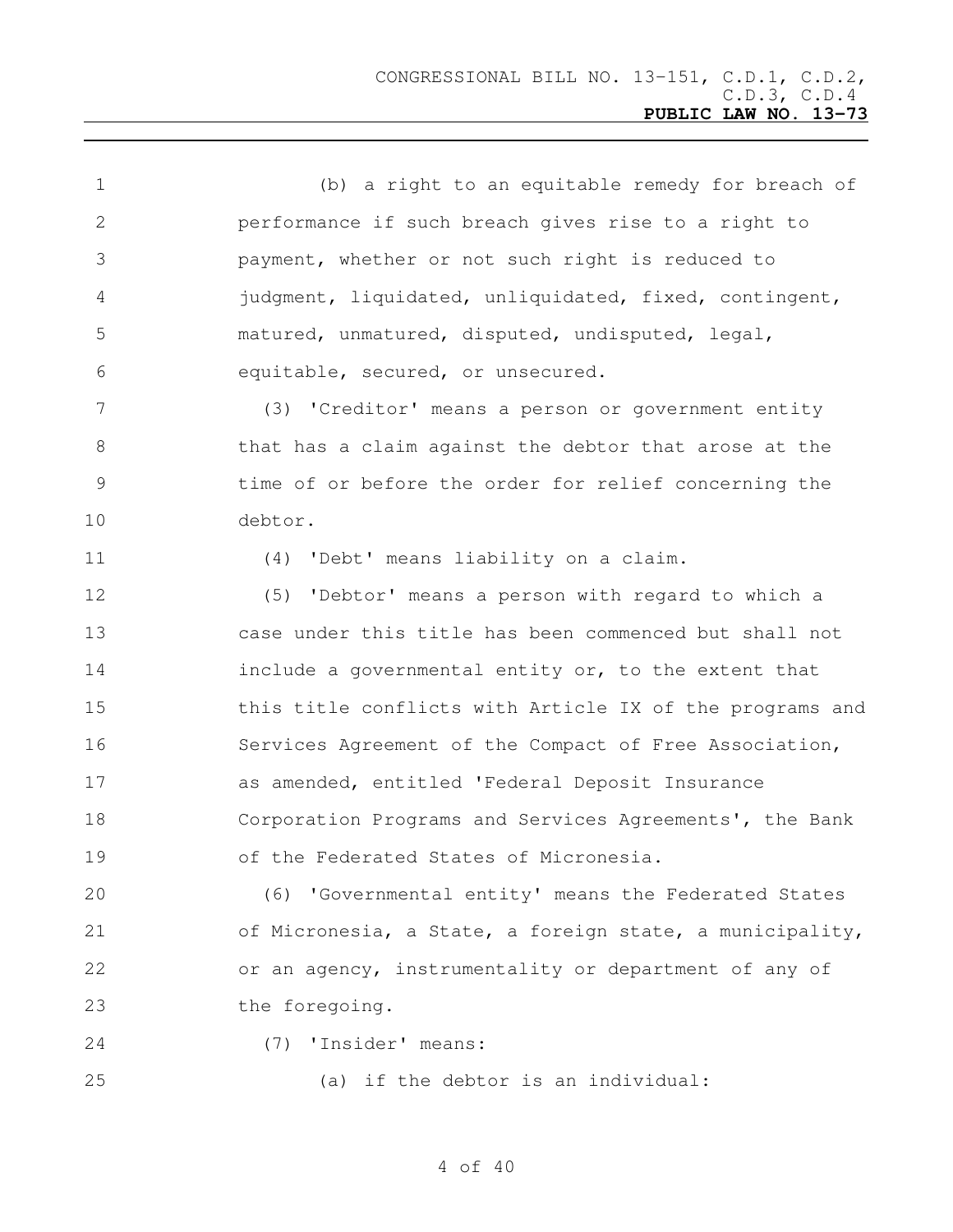(b) a right to an equitable remedy for breach of performance if such breach gives rise to a right to payment, whether or not such right is reduced to judgment, liquidated, unliquidated, fixed, contingent, matured, unmatured, disputed, undisputed, legal, equitable, secured, or unsecured.

(3) 'Creditor' means a person or government entity that has a claim against the debtor that arose at the time of or before the order for relief concerning the debtor.

(4) 'Debt' means liability on a claim.

(5) 'Debtor' means a person with regard to which a case under this title has been commenced but shall not include a governmental entity or, to the extent that this title conflicts with Article IX of the programs and Services Agreement of the Compact of Free Association, as amended, entitled 'Federal Deposit Insurance Corporation Programs and Services Agreements', the Bank of the Federated States of Micronesia.

(6) 'Governmental entity' means the Federated States of Micronesia, a State, a foreign state, a municipality, or an agency, instrumentality or department of any of the foregoing.

(7) 'Insider' means:

(a) if the debtor is an individual: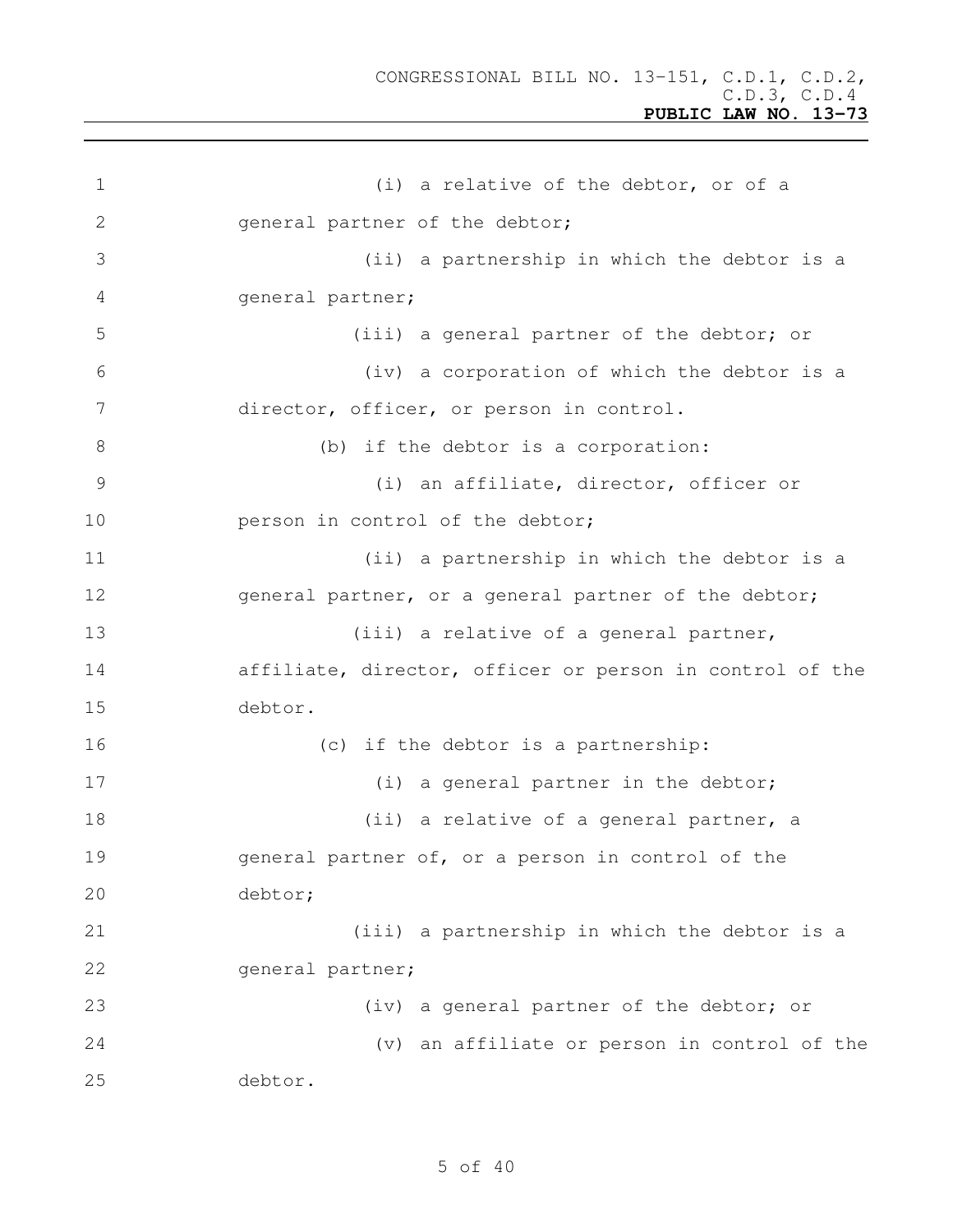(i) a relative of the debtor, or of a general partner of the debtor;

(ii) a partnership in which the debtor is a general partner;

(iii) a general partner of the debtor; or

(iv) a corporation of which the debtor is a director, officer, or person in control.

(b) if the debtor is a corporation:

(i) an affiliate, director, officer or person in control of the debtor;

(ii) a partnership in which the debtor is a general partner, or a general partner of the debtor;

(iii) a relative of a general partner, affiliate, director, officer or person in control of the debtor.

(c) if the debtor is a partnership:

(i) a general partner in the debtor;

(ii) a relative of a general partner, a general partner of, or a person in control of the debtor;

(iii) a partnership in which the debtor is a general partner;

(iv) a general partner of the debtor; or

(v) an affiliate or person in control of the debtor.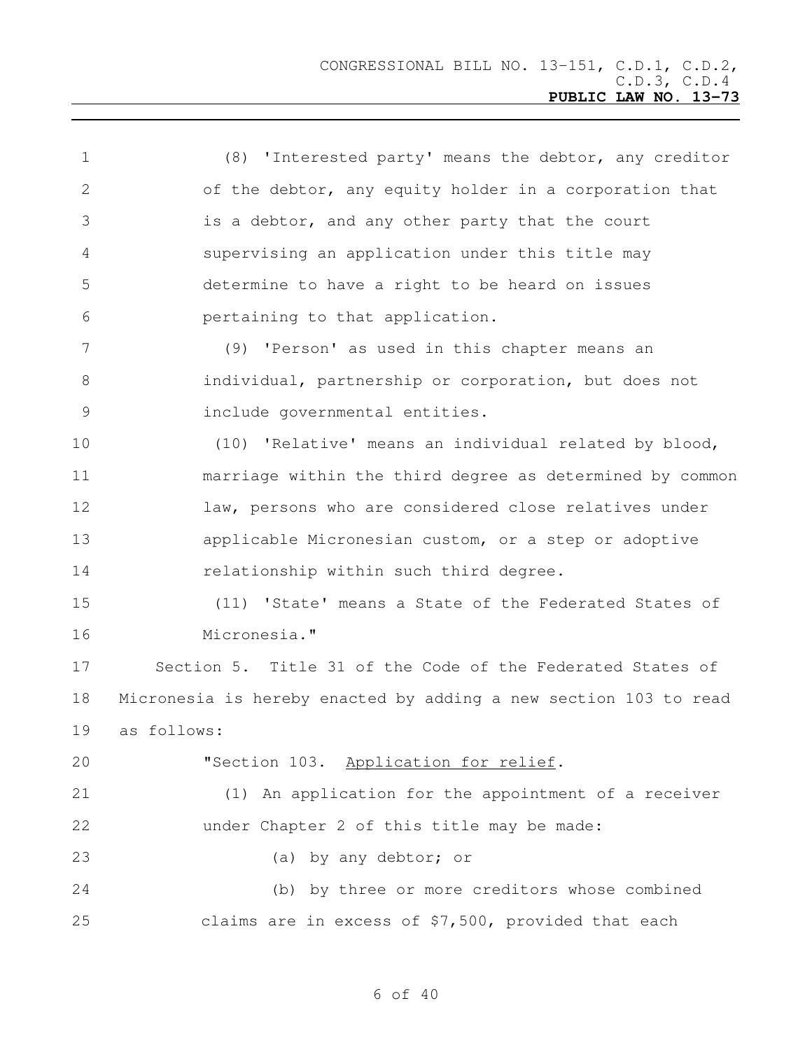(8) 'Interested party' means the debtor, any creditor of the debtor, any equity holder in a corporation that is a debtor, and any other party that the court supervising an application under this title may determine to have a right to be heard on issues pertaining to that application.

(9) 'Person' as used in this chapter means an individual, partnership or corporation, but does not include governmental entities.

(10) 'Relative' means an individual related by blood, marriage within the third degree as determined by common law, persons who are considered close relatives under applicable Micronesian custom, or a step or adoptive relationship within such third degree.

(11) 'State' means a State of the Federated States of Micronesia."

Section 5. Title 31 of the Code of the Federated States of Micronesia is hereby enacted by adding a new section 103 to read as follows:

"Section 103. Application for relief.

(1) An application for the appointment of a receiver under Chapter 2 of this title may be made:

(a) by any debtor; or

(b) by three or more creditors whose combined claims are in excess of $7,500, provided that each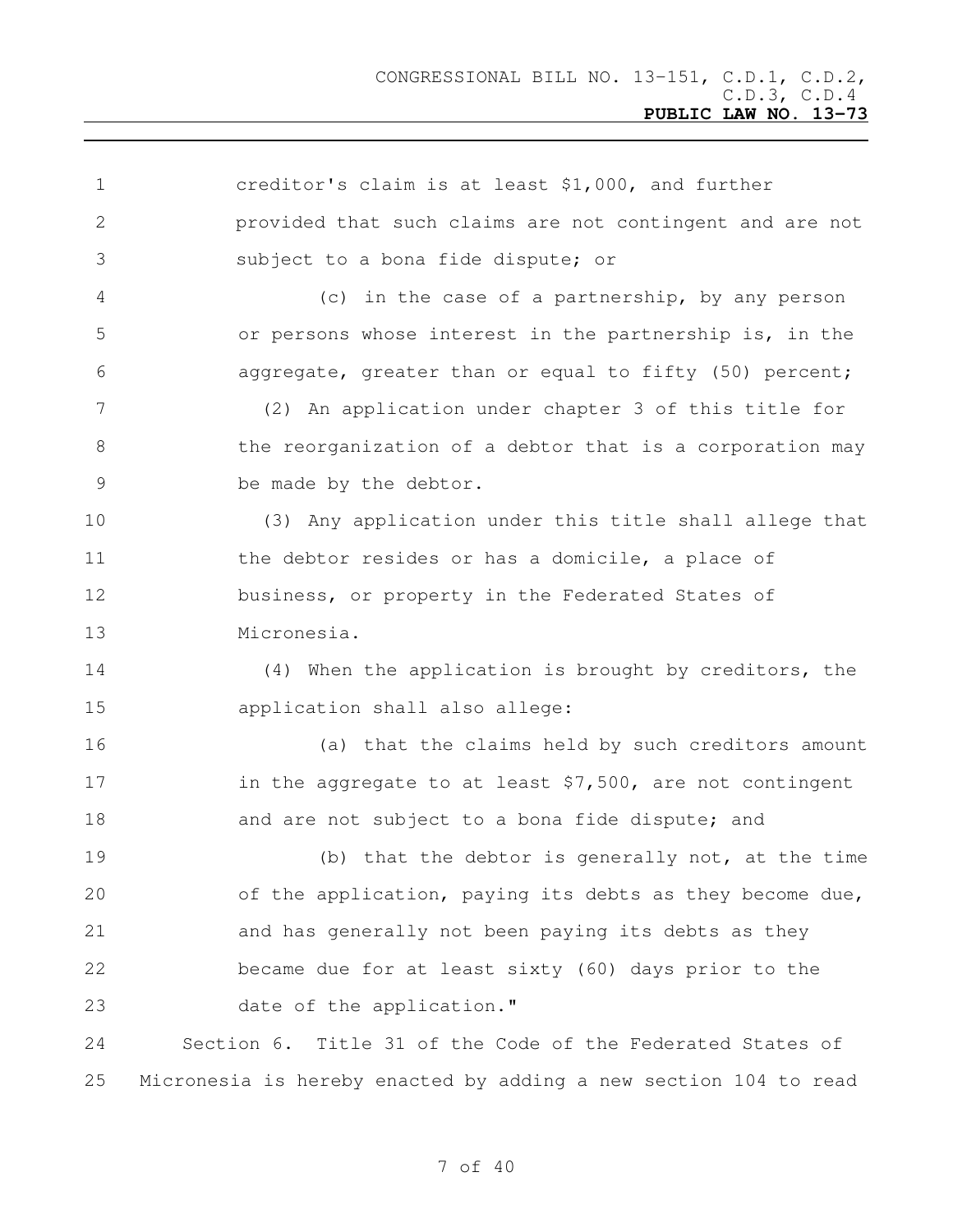creditor's claim is at least $1,000, and further provided that such claims are not contingent and are not subject to a bona fide dispute; or

(c) in the case of a partnership, by any person or persons whose interest in the partnership is, in the aggregate, greater than or equal to fifty (50) percent;

(2) An application under chapter 3 of this title for the reorganization of a debtor that is a corporation may be made by the debtor.

(3) Any application under this title shall allege that the debtor resides or has a domicile, a place of business, or property in the Federated States of Micronesia.

(4) When the application is brought by creditors, the application shall also allege:

(a) that the claims held by such creditors amount in the aggregate to at least $7,500, are not contingent and are not subject to a bona fide dispute; and

(b) that the debtor is generally not, at the time of the application, paying its debts as they become due, and has generally not been paying its debts as they became due for at least sixty (60) days prior to the date of the application."

Section 6. Title 31 of the Code of the Federated States of Micronesia is hereby enacted by adding a new section 104 to read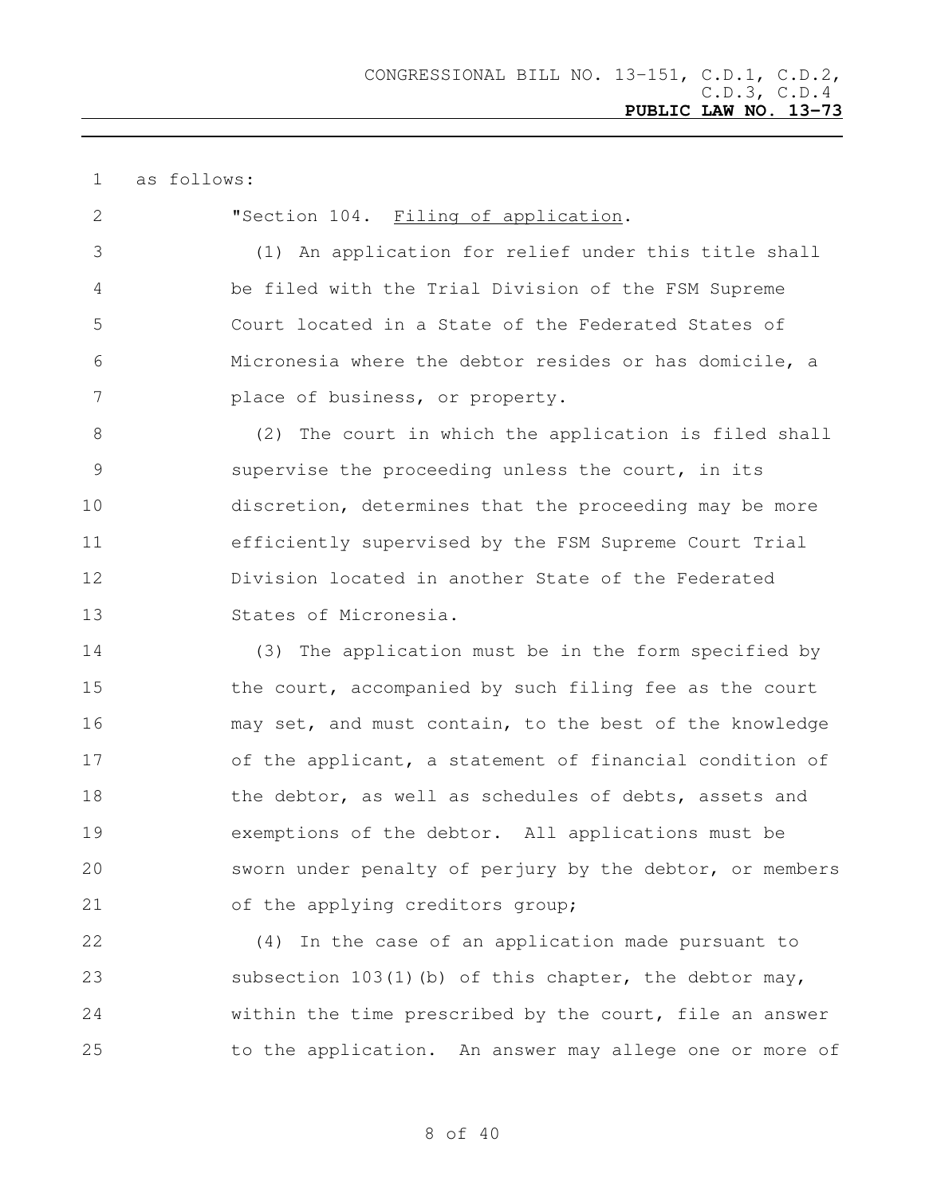as follows:

"Section 104. Filing of application.

(1) An application for relief under this title shall be filed with the Trial Division of the FSM Supreme Court located in a State of the Federated States of Micronesia where the debtor resides or has domicile, a place of business, or property.

(2) The court in which the application is filed shall supervise the proceeding unless the court, in its discretion, determines that the proceeding may be more efficiently supervised by the FSM Supreme Court Trial Division located in another State of the Federated States of Micronesia.

(3) The application must be in the form specified by the court, accompanied by such filing fee as the court may set, and must contain, to the best of the knowledge of the applicant, a statement of financial condition of the debtor, as well as schedules of debts, assets and exemptions of the debtor. All applications must be sworn under penalty of perjury by the debtor, or members of the applying creditors group;

(4) In the case of an application made pursuant to subsection 103(1)(b) of this chapter, the debtor may, within the time prescribed by the court, file an answer to the application. An answer may allege one or more of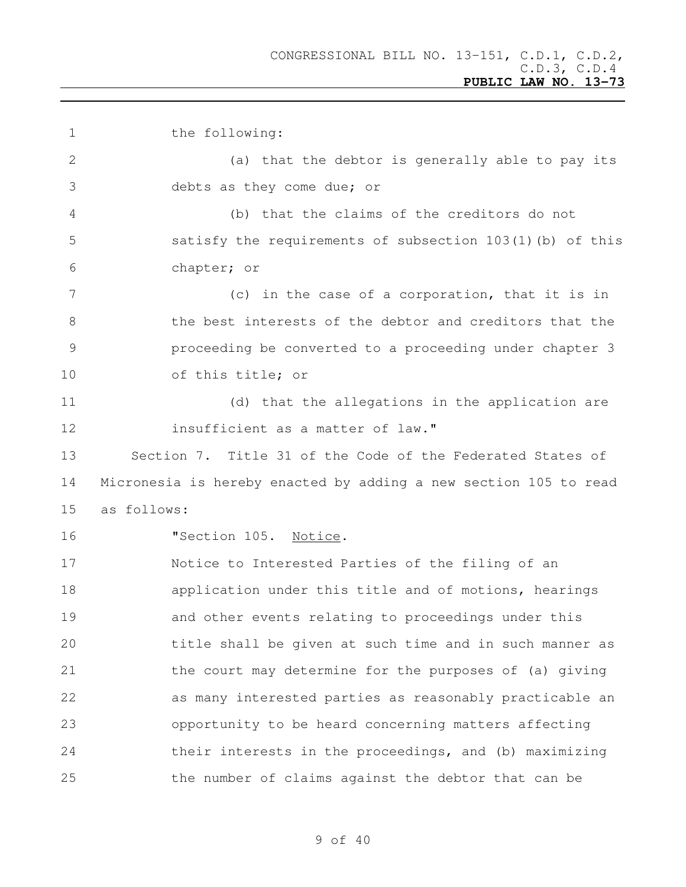the following:

(a) that the debtor is generally able to pay its debts as they come due; or

(b) that the claims of the creditors do not satisfy the requirements of subsection 103(1)(b) of this chapter; or

(c) in the case of a corporation, that it is in the best interests of the debtor and creditors that the proceeding be converted to a proceeding under chapter 3 of this title; or

(d) that the allegations in the application are insufficient as a matter of law."

Section 7. Title 31 of the Code of the Federated States of Micronesia is hereby enacted by adding a new section 105 to read as follows:

"Section 105. Notice.

Notice to Interested Parties of the filing of an application under this title and of motions, hearings and other events relating to proceedings under this title shall be given at such time and in such manner as the court may determine for the purposes of (a) giving as many interested parties as reasonably practicable an opportunity to be heard concerning matters affecting their interests in the proceedings, and (b) maximizing the number of claims against the debtor that can be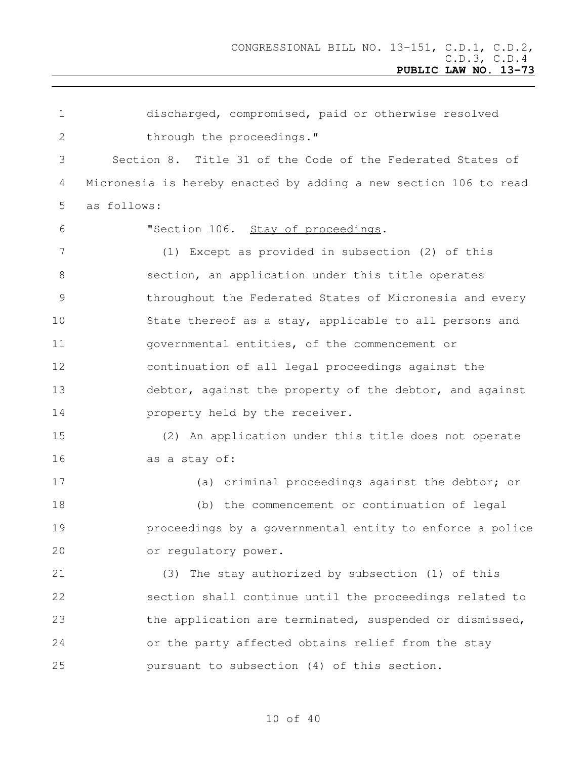discharged, compromised, paid or otherwise resolved through the proceedings."

Section 8. Title 31 of the Code of the Federated States of Micronesia is hereby enacted by adding a new section 106 to read as follows:

"Section 106. Stay of proceedings.

(1) Except as provided in subsection (2) of this section, an application under this title operates throughout the Federated States of Micronesia and every State thereof as a stay, applicable to all persons and governmental entities, of the commencement or continuation of all legal proceedings against the debtor, against the property of the debtor, and against property held by the receiver.

(2) An application under this title does not operate as a stay of:

(a) criminal proceedings against the debtor; or

(b) the commencement or continuation of legal proceedings by a governmental entity to enforce a police or regulatory power.

(3) The stay authorized by subsection (1) of this section shall continue until the proceedings related to the application are terminated, suspended or dismissed, or the party affected obtains relief from the stay pursuant to subsection (4) of this section.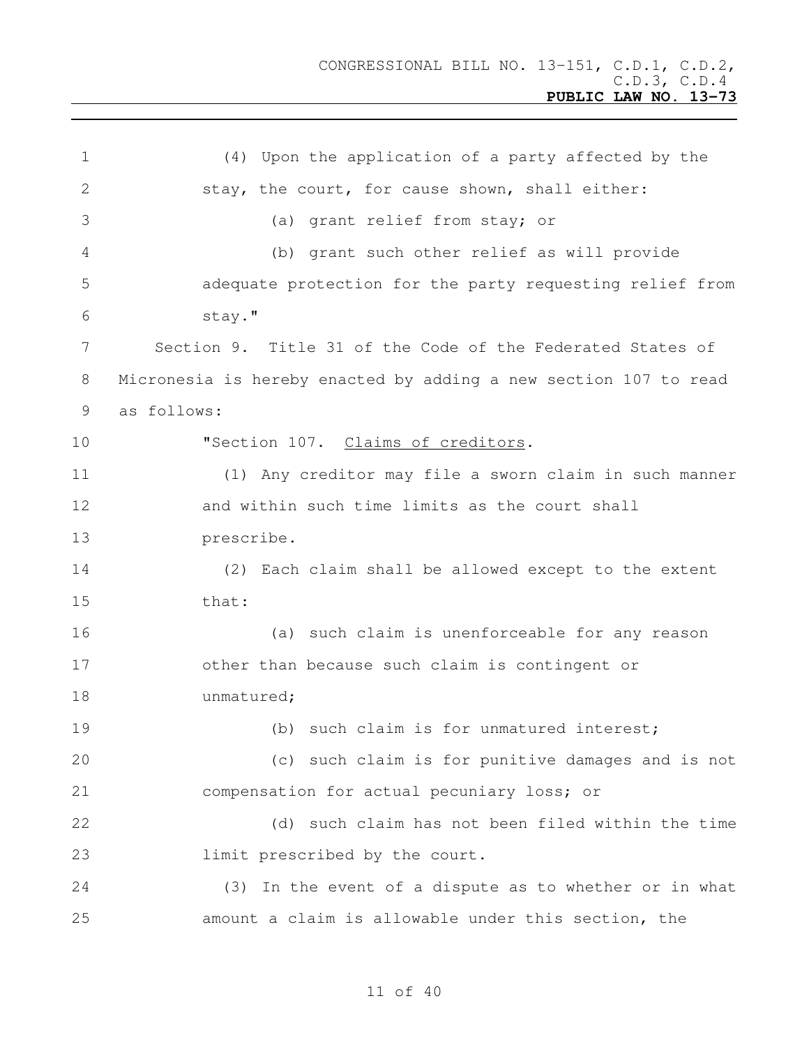(4) Upon the application of a party affected by the stay, the court, for cause shown, shall either:

(a) grant relief from stay; or

(b) grant such other relief as will provide adequate protection for the party requesting relief from stay."

Section 9. Title 31 of the Code of the Federated States of Micronesia is hereby enacted by adding a new section 107 to read as follows:

"Section 107. Claims of creditors.

(1) Any creditor may file a sworn claim in such manner and within such time limits as the court shall prescribe.

(2) Each claim shall be allowed except to the extent that:

(a) such claim is unenforceable for any reason other than because such claim is contingent or unmatured;

(b) such claim is for unmatured interest;

(c) such claim is for punitive damages and is not compensation for actual pecuniary loss; or

(d) such claim has not been filed within the time limit prescribed by the court.

(3) In the event of a dispute as to whether or in what amount a claim is allowable under this section, the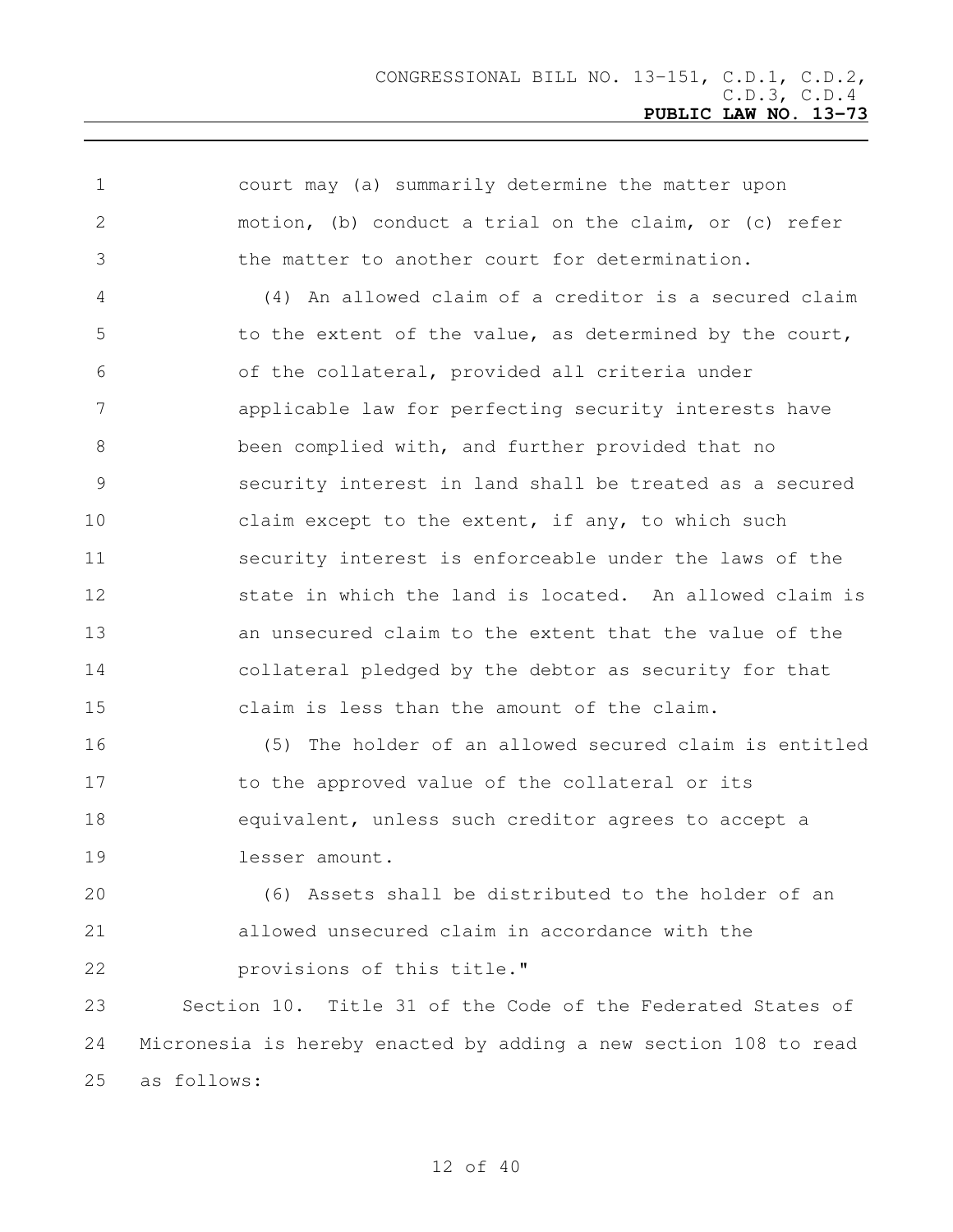court may (a) summarily determine the matter upon motion, (b) conduct a trial on the claim, or (c) refer the matter to another court for determination.

(4) An allowed claim of a creditor is a secured claim to the extent of the value, as determined by the court, of the collateral, provided all criteria under applicable law for perfecting security interests have been complied with, and further provided that no security interest in land shall be treated as a secured claim except to the extent, if any, to which such security interest is enforceable under the laws of the state in which the land is located. An allowed claim is an unsecured claim to the extent that the value of the collateral pledged by the debtor as security for that claim is less than the amount of the claim.

(5) The holder of an allowed secured claim is entitled to the approved value of the collateral or its equivalent, unless such creditor agrees to accept a lesser amount.

(6) Assets shall be distributed to the holder of an allowed unsecured claim in accordance with the provisions of this title."

Section 10. Title 31 of the Code of the Federated States of Micronesia is hereby enacted by adding a new section 108 to read as follows: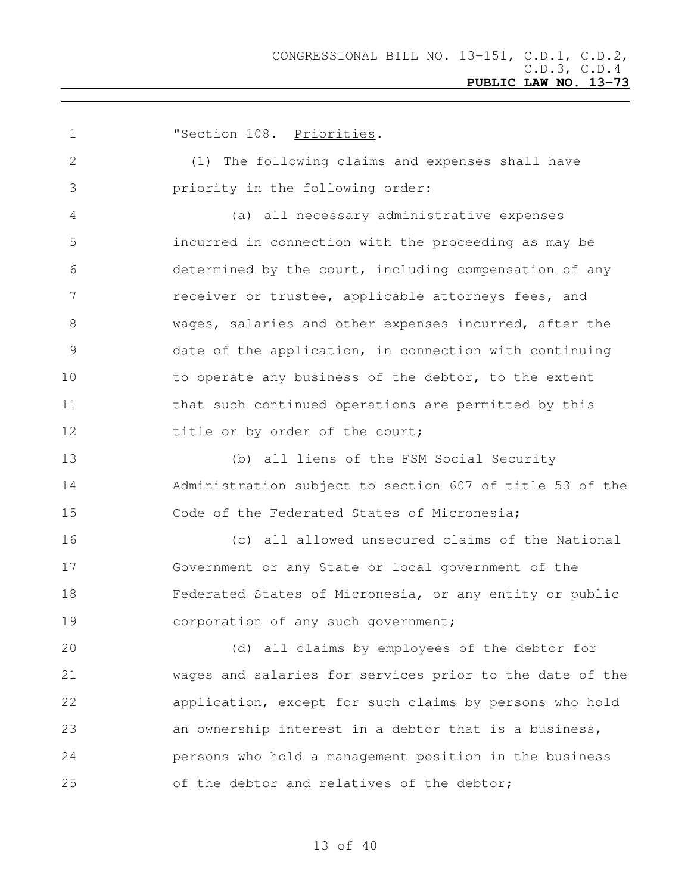"Section 108. Priorities.

(1) The following claims and expenses shall have priority in the following order:

(a) all necessary administrative expenses incurred in connection with the proceeding as may be determined by the court, including compensation of any receiver or trustee, applicable attorneys fees, and wages, salaries and other expenses incurred, after the date of the application, in connection with continuing to operate any business of the debtor, to the extent that such continued operations are permitted by this title or by order of the court;

(b) all liens of the FSM Social Security Administration subject to section 607 of title 53 of the Code of the Federated States of Micronesia;

(c) all allowed unsecured claims of the National Government or any State or local government of the Federated States of Micronesia, or any entity or public corporation of any such government;

(d) all claims by employees of the debtor for wages and salaries for services prior to the date of the application, except for such claims by persons who hold an ownership interest in a debtor that is a business, persons who hold a management position in the business of the debtor and relatives of the debtor;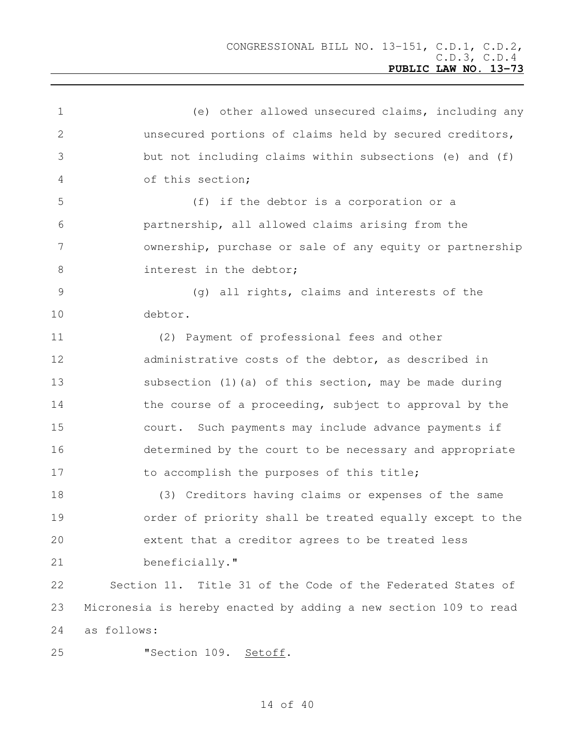(e) other allowed unsecured claims, including any unsecured portions of claims held by secured creditors, but not including claims within subsections (e) and (f) of this section;

(f) if the debtor is a corporation or a partnership, all allowed claims arising from the ownership, purchase or sale of any equity or partnership interest in the debtor;

(g) all rights, claims and interests of the debtor.

(2) Payment of professional fees and other administrative costs of the debtor, as described in subsection (1)(a) of this section, may be made during the course of a proceeding, subject to approval by the court. Such payments may include advance payments if determined by the court to be necessary and appropriate to accomplish the purposes of this title;

(3) Creditors having claims or expenses of the same order of priority shall be treated equally except to the extent that a creditor agrees to be treated less beneficially."

Section 11. Title 31 of the Code of the Federated States of Micronesia is hereby enacted by adding a new section 109 to read as follows:

"Section 109. Setoff.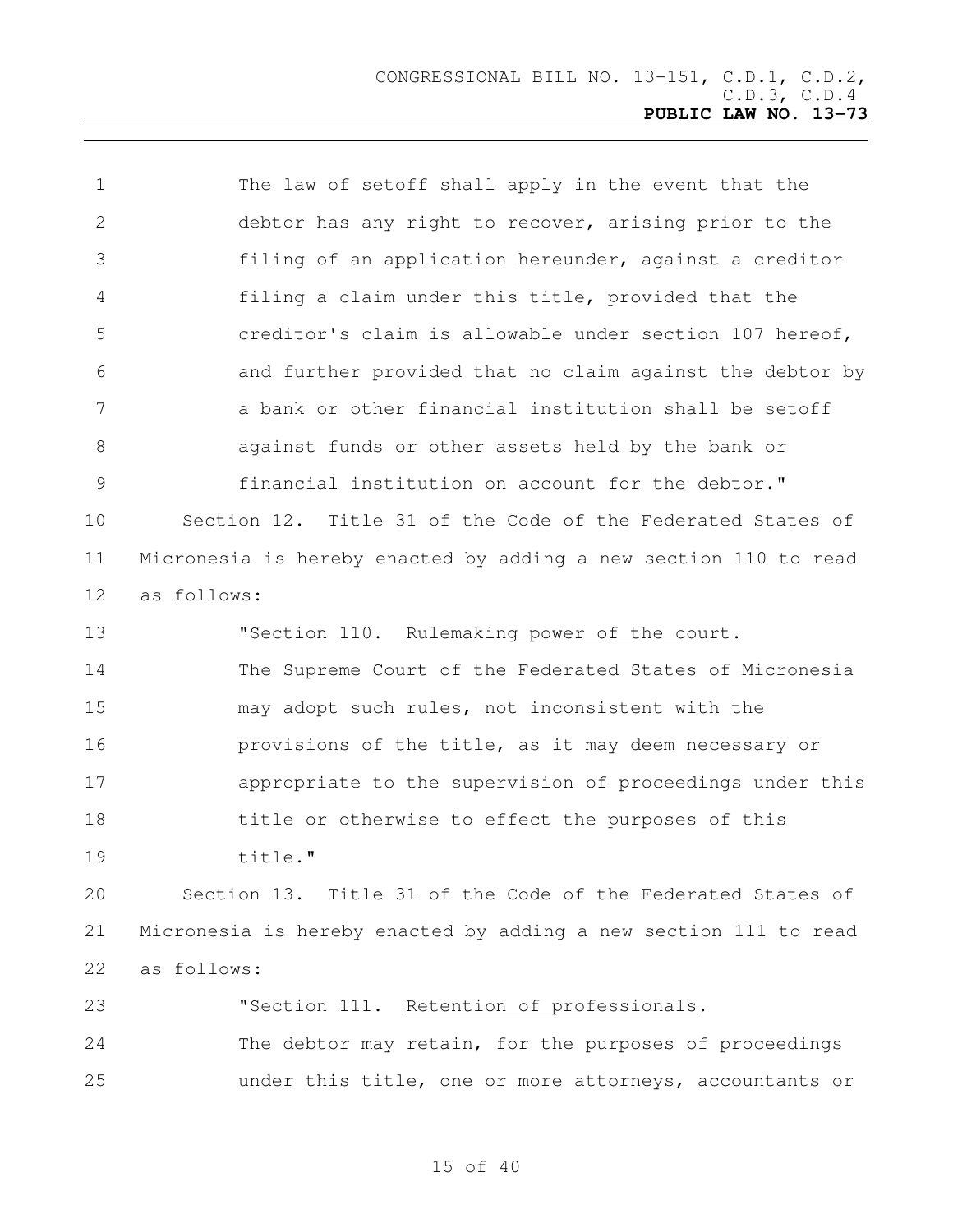The law of setoff shall apply in the event that the debtor has any right to recover, arising prior to the filing of an application hereunder, against a creditor filing a claim under this title, provided that the creditor's claim is allowable under section 107 hereof, and further provided that no claim against the debtor by a bank or other financial institution shall be setoff against funds or other assets held by the bank or financial institution on account for the debtor."

Section 12. Title 31 of the Code of the Federated States of Micronesia is hereby enacted by adding a new section 110 to read as follows:

"Section 110. Rulemaking power of the court.

The Supreme Court of the Federated States of Micronesia may adopt such rules, not inconsistent with the provisions of the title, as it may deem necessary or appropriate to the supervision of proceedings under this title or otherwise to effect the purposes of this title."

Section 13. Title 31 of the Code of the Federated States of Micronesia is hereby enacted by adding a new section 111 to read as follows:

"Section 111. Retention of professionals.

The debtor may retain, for the purposes of proceedings under this title, one or more attorneys, accountants or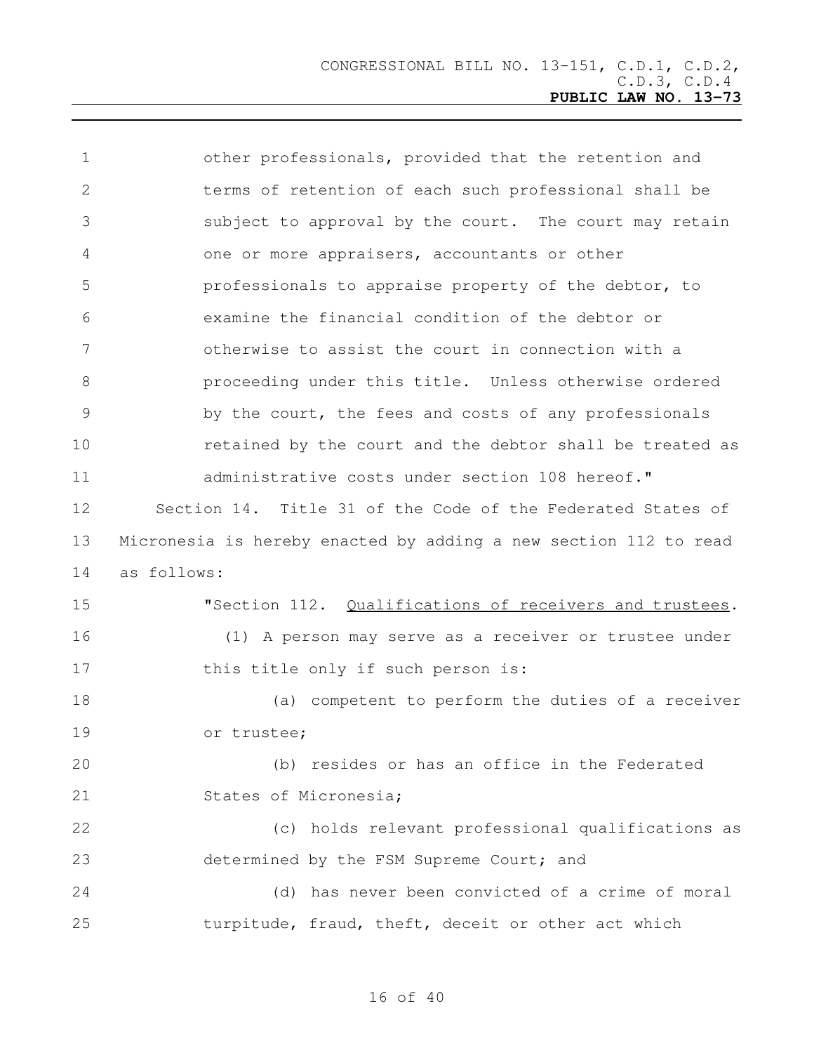other professionals, provided that the retention and terms of retention of each such professional shall be subject to approval by the court. The court may retain one or more appraisers, accountants or other professionals to appraise property of the debtor, to examine the financial condition of the debtor or otherwise to assist the court in connection with a proceeding under this title. Unless otherwise ordered by the court, the fees and costs of any professionals retained by the court and the debtor shall be treated as administrative costs under section 108 hereof."

Section 14. Title 31 of the Code of the Federated States of Micronesia is hereby enacted by adding a new section 112 to read as follows:

"Section 112. Qualifications of receivers and trustees.

(1) A person may serve as a receiver or trustee under this title only if such person is:

(a) competent to perform the duties of a receiver or trustee;

(b) resides or has an office in the Federated States of Micronesia;

(c) holds relevant professional qualifications as determined by the FSM Supreme Court; and

(d) has never been convicted of a crime of moral turpitude, fraud, theft, deceit or other act which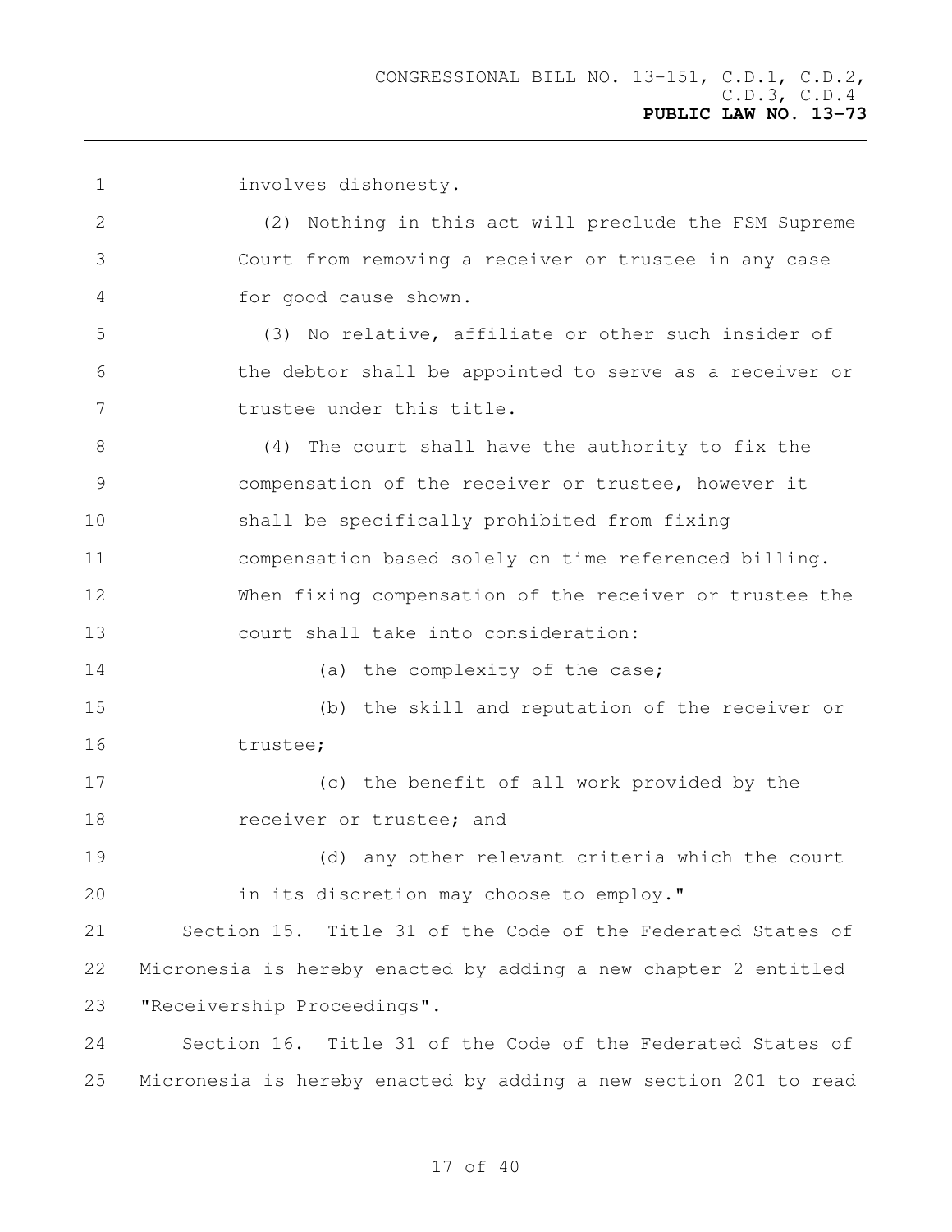involves dishonesty.

(2) Nothing in this act will preclude the FSM Supreme Court from removing a receiver or trustee in any case for good cause shown.

(3) No relative, affiliate or other such insider of the debtor shall be appointed to serve as a receiver or trustee under this title.

(4) The court shall have the authority to fix the compensation of the receiver or trustee, however it shall be specifically prohibited from fixing compensation based solely on time referenced billing. When fixing compensation of the receiver or trustee the court shall take into consideration:

(a) the complexity of the case;

(b) the skill and reputation of the receiver or trustee;

(c) the benefit of all work provided by the receiver or trustee; and

(d) any other relevant criteria which the court in its discretion may choose to employ."

Section 15. Title 31 of the Code of the Federated States of Micronesia is hereby enacted by adding a new chapter 2 entitled "Receivership Proceedings".

Section 16. Title 31 of the Code of the Federated States of Micronesia is hereby enacted by adding a new section 201 to read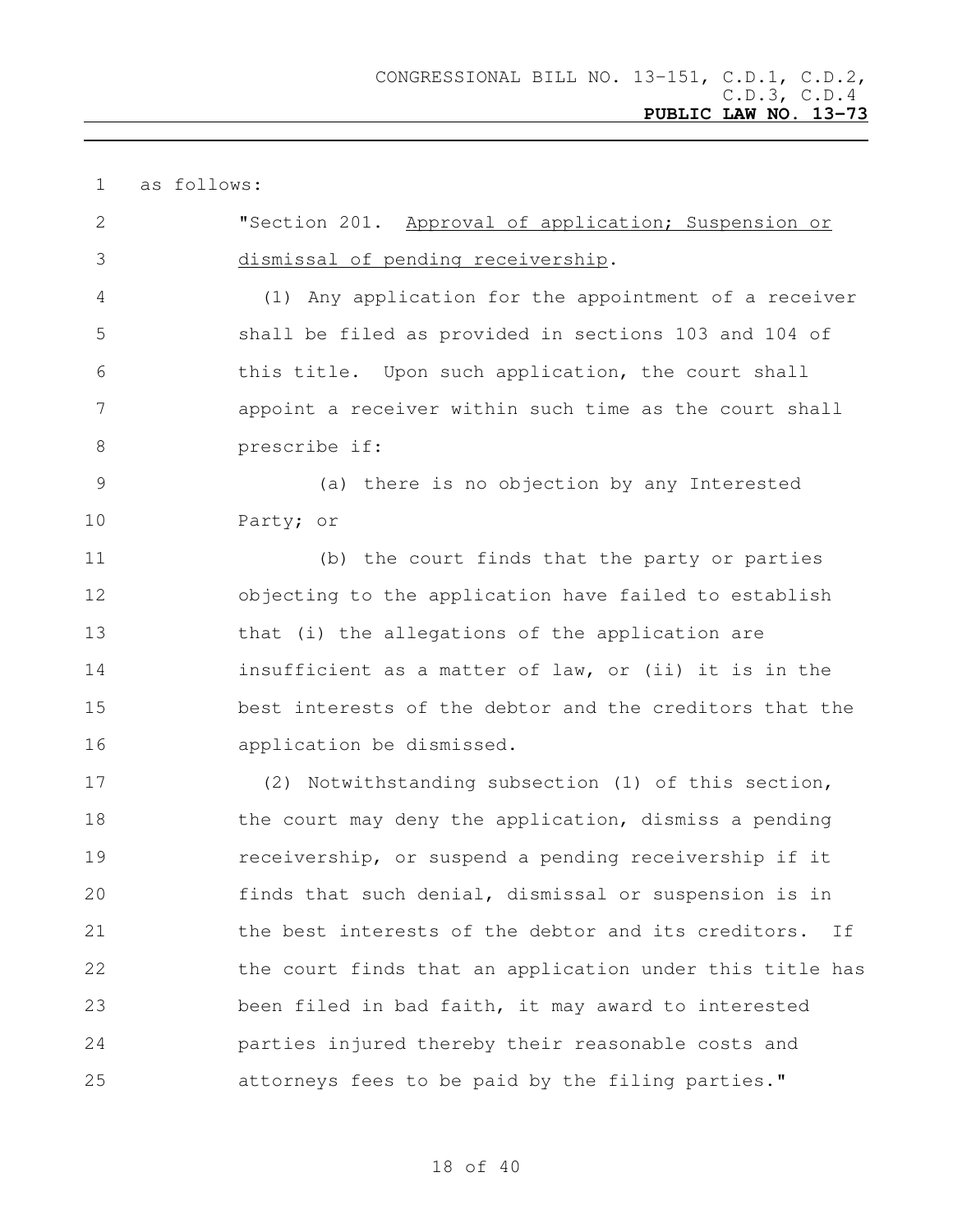as follows:

"Section 201. <u>Approval of application; Suspension or dismissal of pending receivership</u>.

(1) Any application for the appointment of a receiver shall be filed as provided in sections 103 and 104 of this title. Upon such application, the court shall appoint a receiver within such time as the court shall prescribe if:

(a) there is no objection by any Interested Party; or

(b) the court finds that the party or parties objecting to the application have failed to establish that (i) the allegations of the application are insufficient as a matter of law, or (ii) it is in the best interests of the debtor and the creditors that the application be dismissed.

(2) Notwithstanding subsection (1) of this section, the court may deny the application, dismiss a pending receivership, or suspend a pending receivership if it finds that such denial, dismissal or suspension is in the best interests of the debtor and its creditors. If the court finds that an application under this title has been filed in bad faith, it may award to interested parties injured thereby their reasonable costs and attorneys fees to be paid by the filing parties."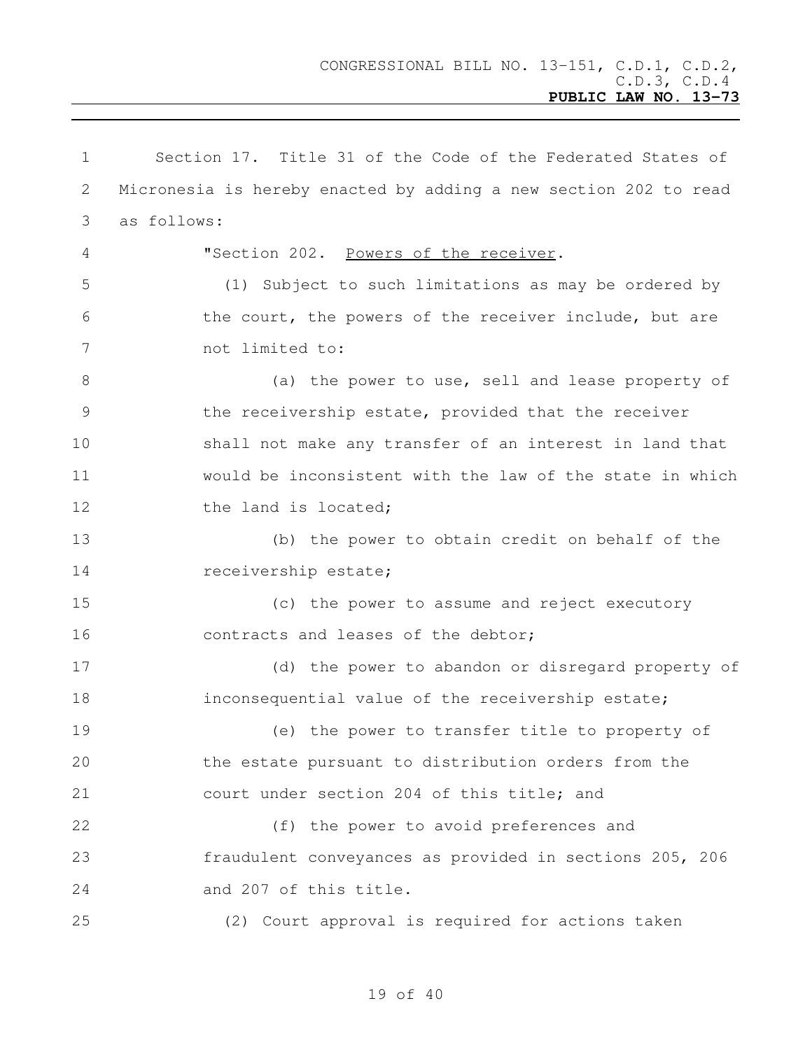Section 17. Title 31 of the Code of the Federated States of Micronesia is hereby enacted by adding a new section 202 to read as follows:

"Section 202. Powers of the receiver.

(1) Subject to such limitations as may be ordered by the court, the powers of the receiver include, but are not limited to:

(a) the power to use, sell and lease property of the receivership estate, provided that the receiver shall not make any transfer of an interest in land that would be inconsistent with the law of the state in which the land is located;

(b) the power to obtain credit on behalf of the receivership estate;

(c) the power to assume and reject executory contracts and leases of the debtor;

(d) the power to abandon or disregard property of inconsequential value of the receivership estate;

(e) the power to transfer title to property of the estate pursuant to distribution orders from the court under section 204 of this title; and

(f) the power to avoid preferences and fraudulent conveyances as provided in sections 205, 206 and 207 of this title.

(2) Court approval is required for actions taken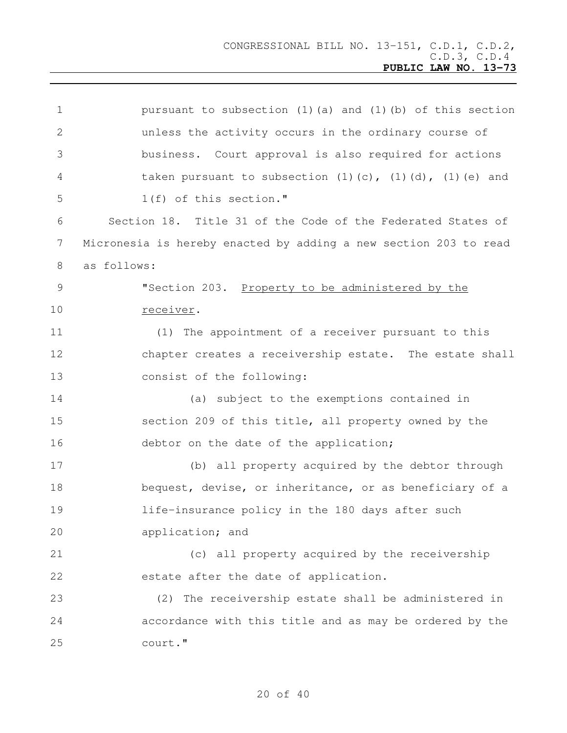pursuant to subsection (1)(a) and (1)(b) of this section unless the activity occurs in the ordinary course of business. Court approval is also required for actions taken pursuant to subsection (1)(c), (1)(d), (1)(e) and 1(f) of this section."

Section 18. Title 31 of the Code of the Federated States of Micronesia is hereby enacted by adding a new section 203 to read as follows:

"Section 203. Property to be administered by the receiver.

(1) The appointment of a receiver pursuant to this chapter creates a receivership estate. The estate shall consist of the following:

(a) subject to the exemptions contained in section 209 of this title, all property owned by the debtor on the date of the application;

(b) all property acquired by the debtor through bequest, devise, or inheritance, or as beneficiary of a life-insurance policy in the 180 days after such application; and

(c) all property acquired by the receivership estate after the date of application.

(2) The receivership estate shall be administered in accordance with this title and as may be ordered by the court."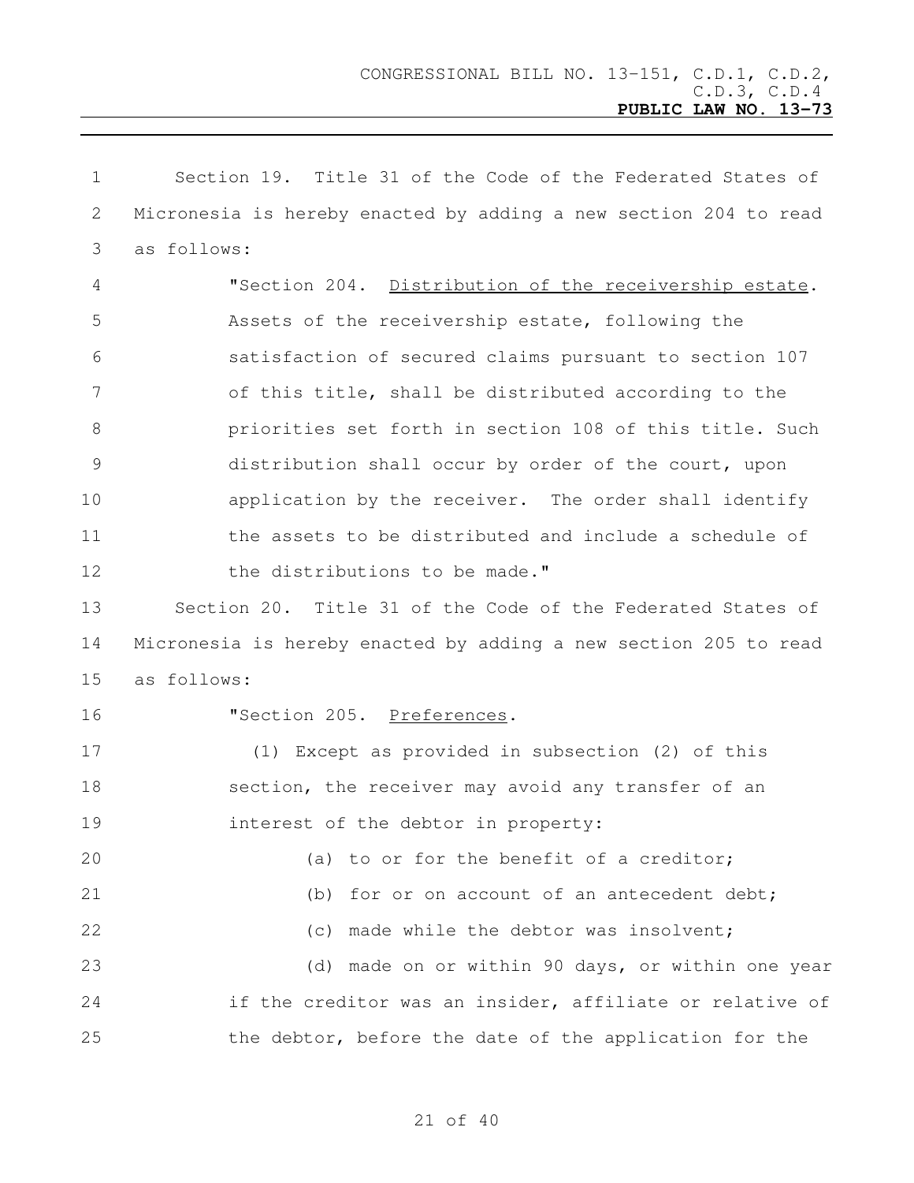Section 19. Title 31 of the Code of the Federated States of Micronesia is hereby enacted by adding a new section 204 to read as follows:

"Section 204. Distribution of the receivership estate. Assets of the receivership estate, following the satisfaction of secured claims pursuant to section 107 of this title, shall be distributed according to the priorities set forth in section 108 of this title. Such distribution shall occur by order of the court, upon application by the receiver. The order shall identify the assets to be distributed and include a schedule of the distributions to be made."

Section 20. Title 31 of the Code of the Federated States of Micronesia is hereby enacted by adding a new section 205 to read as follows:

"Section 205. Preferences.

(1) Except as provided in subsection (2) of this section, the receiver may avoid any transfer of an interest of the debtor in property:

(a) to or for the benefit of a creditor;

(b) for or on account of an antecedent debt;

(c) made while the debtor was insolvent;

(d) made on or within 90 days, or within one year if the creditor was an insider, affiliate or relative of the debtor, before the date of the application for the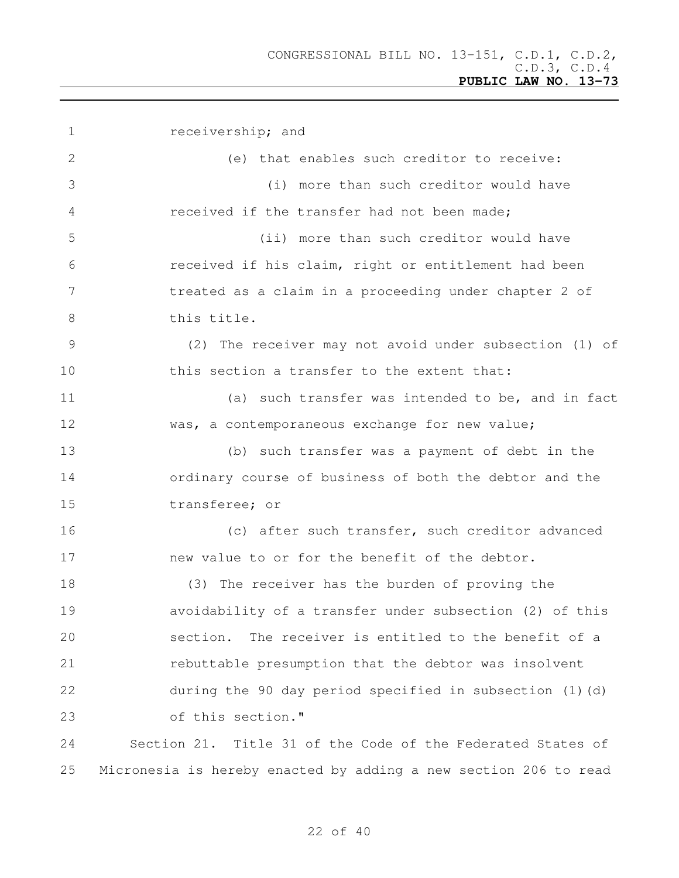receivership; and

(e) that enables such creditor to receive:

(i) more than such creditor would have received if the transfer had not been made;

(ii) more than such creditor would have received if his claim, right or entitlement had been treated as a claim in a proceeding under chapter 2 of this title.

(2) The receiver may not avoid under subsection (1) of this section a transfer to the extent that:

(a) such transfer was intended to be, and in fact was, a contemporaneous exchange for new value;

(b) such transfer was a payment of debt in the ordinary course of business of both the debtor and the transferee; or

(c) after such transfer, such creditor advanced new value to or for the benefit of the debtor.

(3) The receiver has the burden of proving the avoidability of a transfer under subsection (2) of this section. The receiver is entitled to the benefit of a rebuttable presumption that the debtor was insolvent during the 90 day period specified in subsection (1)(d) of this section."

Section 21. Title 31 of the Code of the Federated States of Micronesia is hereby enacted by adding a new section 206 to read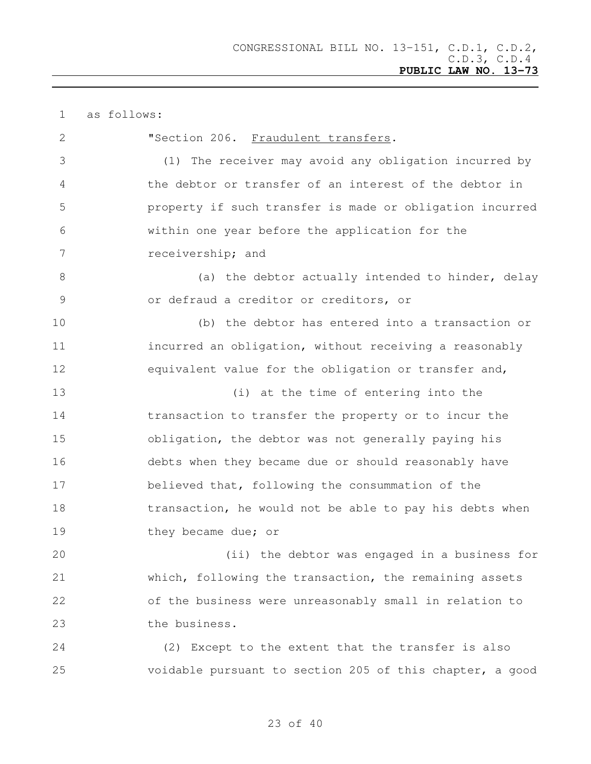as follows:

"Section 206. Fraudulent transfers.

(1) The receiver may avoid any obligation incurred by the debtor or transfer of an interest of the debtor in property if such transfer is made or obligation incurred within one year before the application for the receivership; and

(a) the debtor actually intended to hinder, delay or defraud a creditor or creditors, or

(b) the debtor has entered into a transaction or incurred an obligation, without receiving a reasonably equivalent value for the obligation or transfer and,

(i) at the time of entering into the transaction to transfer the property or to incur the obligation, the debtor was not generally paying his debts when they became due or should reasonably have believed that, following the consummation of the transaction, he would not be able to pay his debts when they became due; or

(ii) the debtor was engaged in a business for which, following the transaction, the remaining assets of the business were unreasonably small in relation to the business.

(2) Except to the extent that the transfer is also voidable pursuant to section 205 of this chapter, a good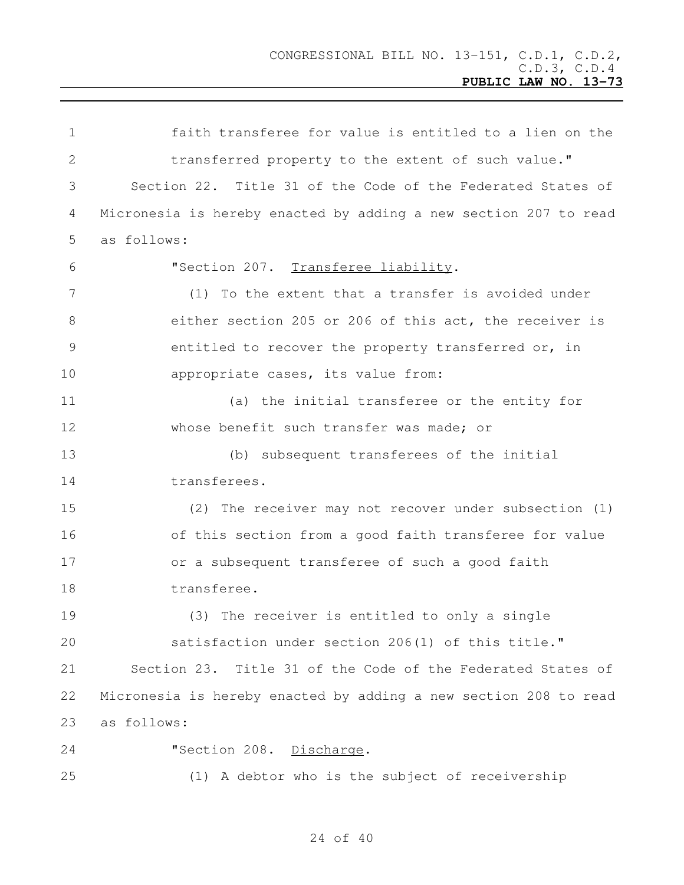faith transferee for value is entitled to a lien on the transferred property to the extent of such value."

Section 22. Title 31 of the Code of the Federated States of Micronesia is hereby enacted by adding a new section 207 to read as follows:

"Section 207. Transferee liability.

(1) To the extent that a transfer is avoided under either section 205 or 206 of this act, the receiver is entitled to recover the property transferred or, in appropriate cases, its value from:

(a) the initial transferee or the entity for whose benefit such transfer was made; or

(b) subsequent transferees of the initial transferees.

(2) The receiver may not recover under subsection (1) of this section from a good faith transferee for value or a subsequent transferee of such a good faith transferee.

(3) The receiver is entitled to only a single satisfaction under section 206(1) of this title."

Section 23. Title 31 of the Code of the Federated States of Micronesia is hereby enacted by adding a new section 208 to read as follows:

"Section 208. Discharge.

(1) A debtor who is the subject of receivership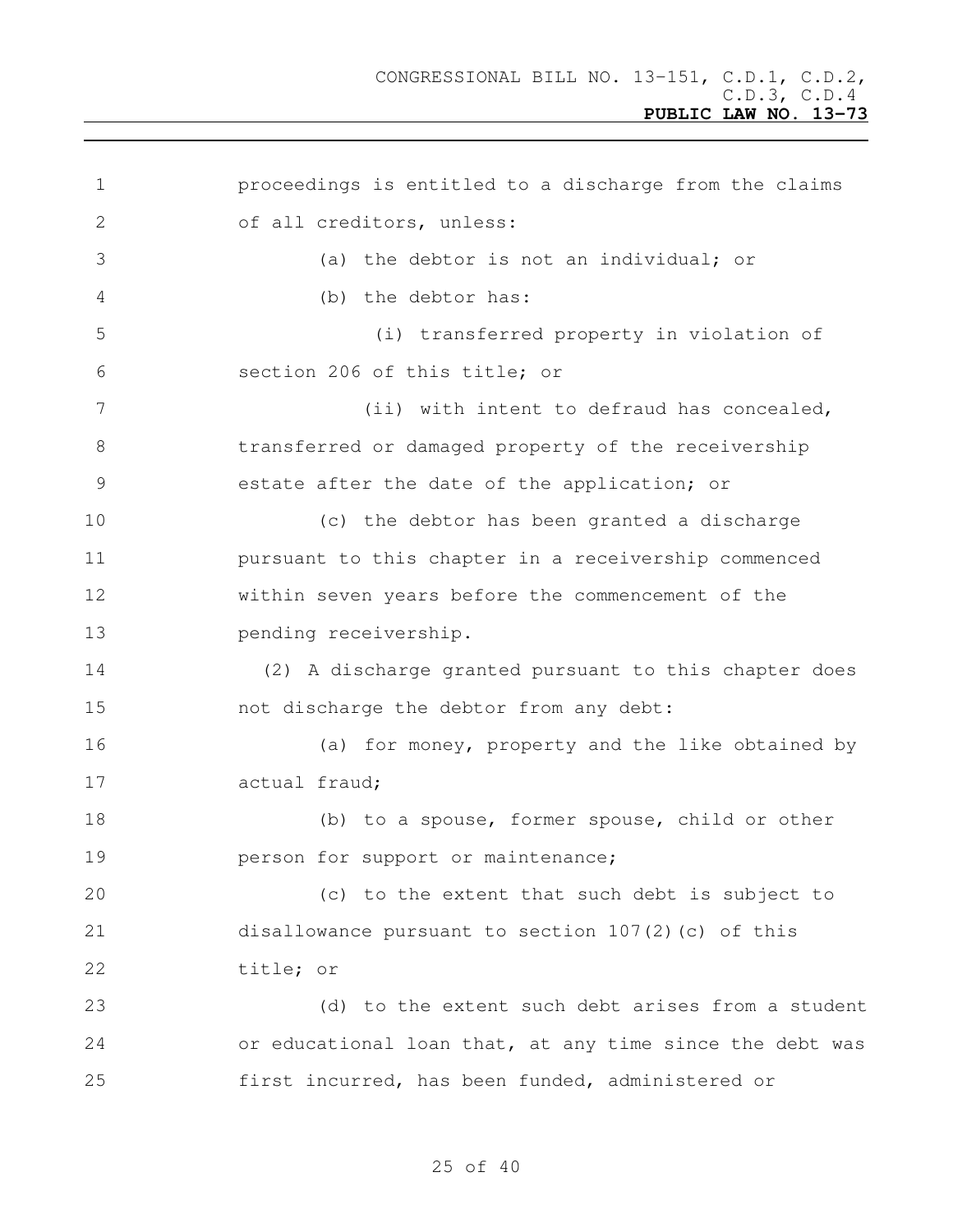proceedings is entitled to a discharge from the claims of all creditors, unless:

(a) the debtor is not an individual; or

(b) the debtor has:

(i) transferred property in violation of section 206 of this title; or

(ii) with intent to defraud has concealed, transferred or damaged property of the receivership estate after the date of the application; or

(c) the debtor has been granted a discharge pursuant to this chapter in a receivership commenced within seven years before the commencement of the pending receivership.

(2) A discharge granted pursuant to this chapter does not discharge the debtor from any debt:

(a) for money, property and the like obtained by actual fraud;

(b) to a spouse, former spouse, child or other person for support or maintenance;

(c) to the extent that such debt is subject to disallowance pursuant to section 107(2)(c) of this title; or

(d) to the extent such debt arises from a student or educational loan that, at any time since the debt was first incurred, has been funded, administered or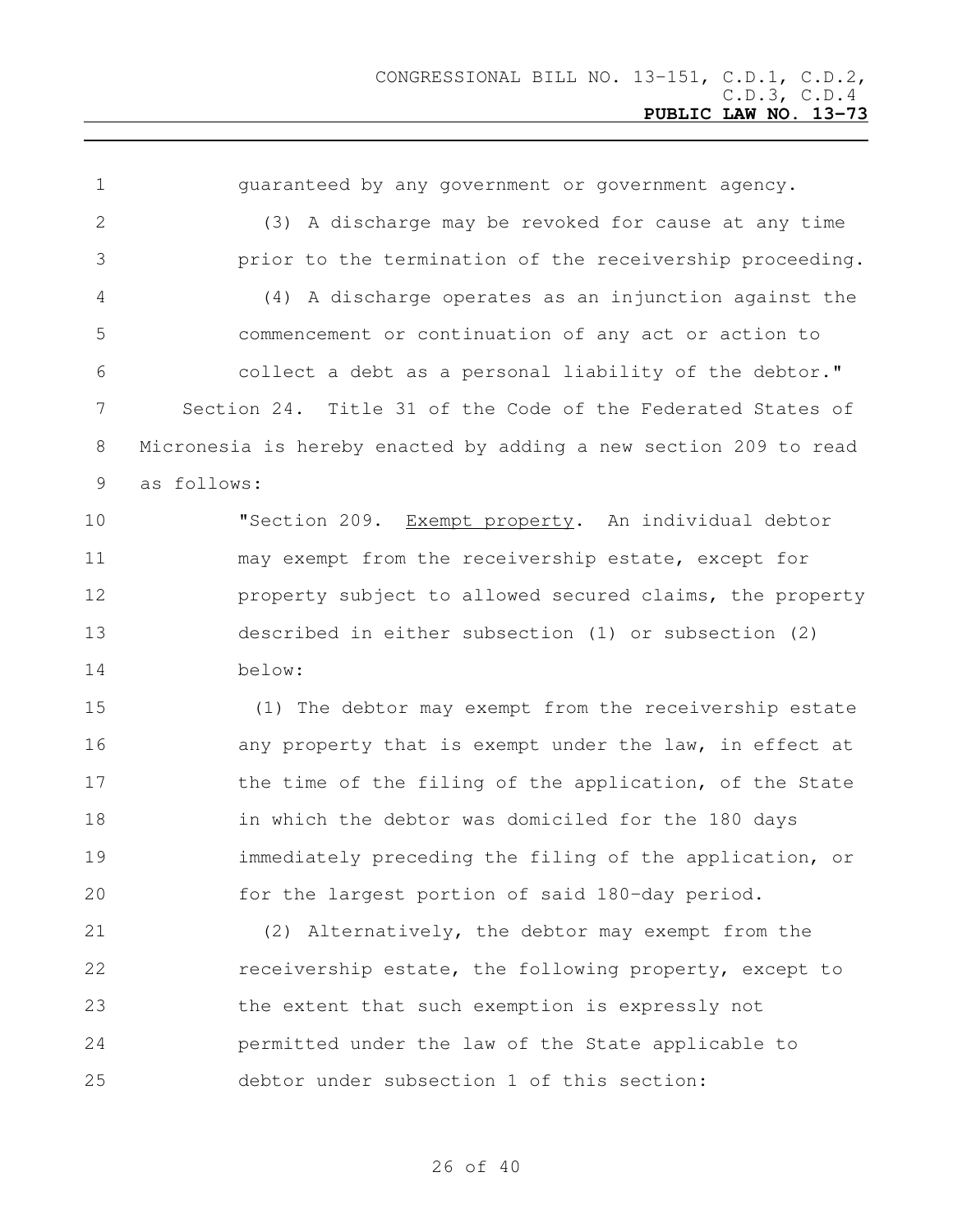guaranteed by any government or government agency.

(3) A discharge may be revoked for cause at any time prior to the termination of the receivership proceeding.

(4) A discharge operates as an injunction against the commencement or continuation of any act or action to collect a debt as a personal liability of the debtor."

Section 24. Title 31 of the Code of the Federated States of Micronesia is hereby enacted by adding a new section 209 to read as follows:

"Section 209. Exempt property. An individual debtor may exempt from the receivership estate, except for property subject to allowed secured claims, the property described in either subsection (1) or subsection (2) below:

(1) The debtor may exempt from the receivership estate any property that is exempt under the law, in effect at the time of the filing of the application, of the State in which the debtor was domiciled for the 180 days immediately preceding the filing of the application, or for the largest portion of said 180-day period.

(2) Alternatively, the debtor may exempt from the receivership estate, the following property, except to the extent that such exemption is expressly not permitted under the law of the State applicable to debtor under subsection 1 of this section: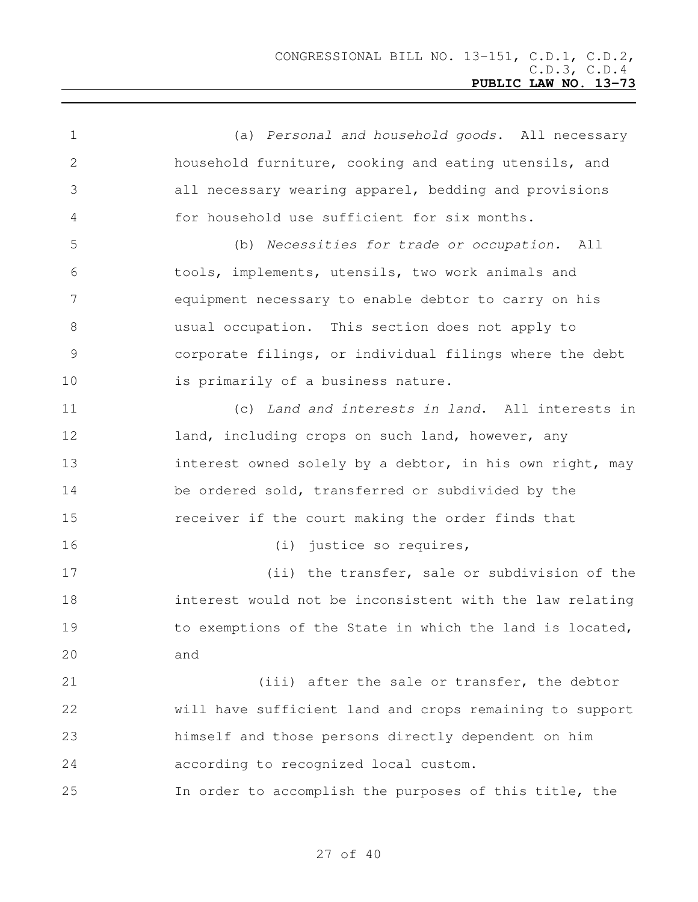(a) *Personal and household goods*. All necessary household furniture, cooking and eating utensils, and all necessary wearing apparel, bedding and provisions for household use sufficient for six months.

(b) *Necessities for trade or occupation*. All tools, implements, utensils, two work animals and equipment necessary to enable debtor to carry on his usual occupation. This section does not apply to corporate filings, or individual filings where the debt is primarily of a business nature.

(c) *Land and interests in land*. All interests in land, including crops on such land, however, any interest owned solely by a debtor, in his own right, may be ordered sold, transferred or subdivided by the receiver if the court making the order finds that

(i) justice so requires,

(ii) the transfer, sale or subdivision of the interest would not be inconsistent with the law relating to exemptions of the State in which the land is located, and

(iii) after the sale or transfer, the debtor will have sufficient land and crops remaining to support himself and those persons directly dependent on him according to recognized local custom.

In order to accomplish the purposes of this title, the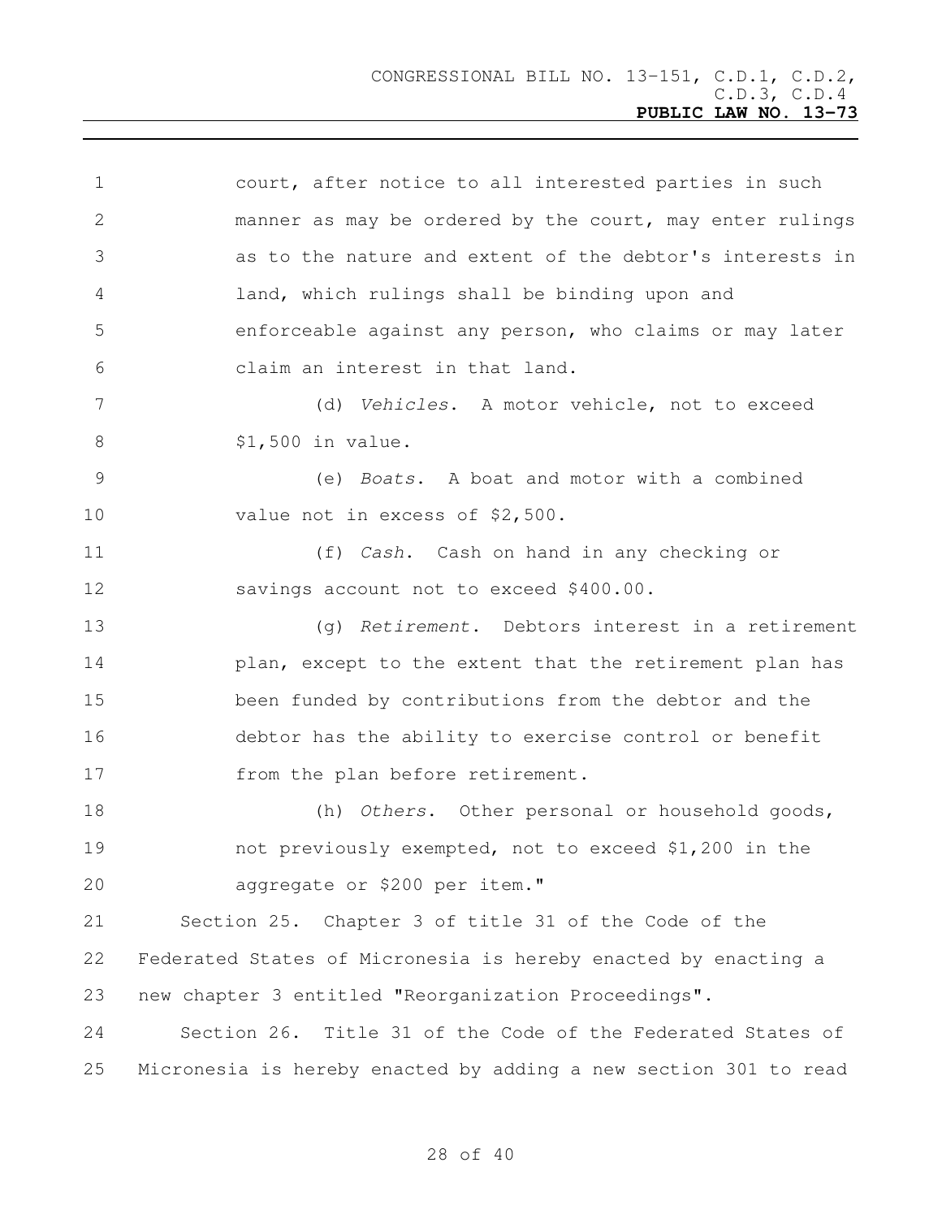court, after notice to all interested parties in such manner as may be ordered by the court, may enter rulings as to the nature and extent of the debtor's interests in land, which rulings shall be binding upon and enforceable against any person, who claims or may later claim an interest in that land.

(d) *Vehicles*. A motor vehicle, not to exceed $1,500 in value.

(e) *Boats*. A boat and motor with a combined value not in excess of $2,500.

(f) *Cash*. Cash on hand in any checking or savings account not to exceed $400.00.

(g) *Retirement*. Debtors interest in a retirement plan, except to the extent that the retirement plan has been funded by contributions from the debtor and the debtor has the ability to exercise control or benefit from the plan before retirement.

(h) *Others*. Other personal or household goods, not previously exempted, not to exceed $1,200 in the aggregate or $200 per item."

Section 25. Chapter 3 of title 31 of the Code of the Federated States of Micronesia is hereby enacted by enacting a new chapter 3 entitled "Reorganization Proceedings".

Section 26. Title 31 of the Code of the Federated States of Micronesia is hereby enacted by adding a new section 301 to read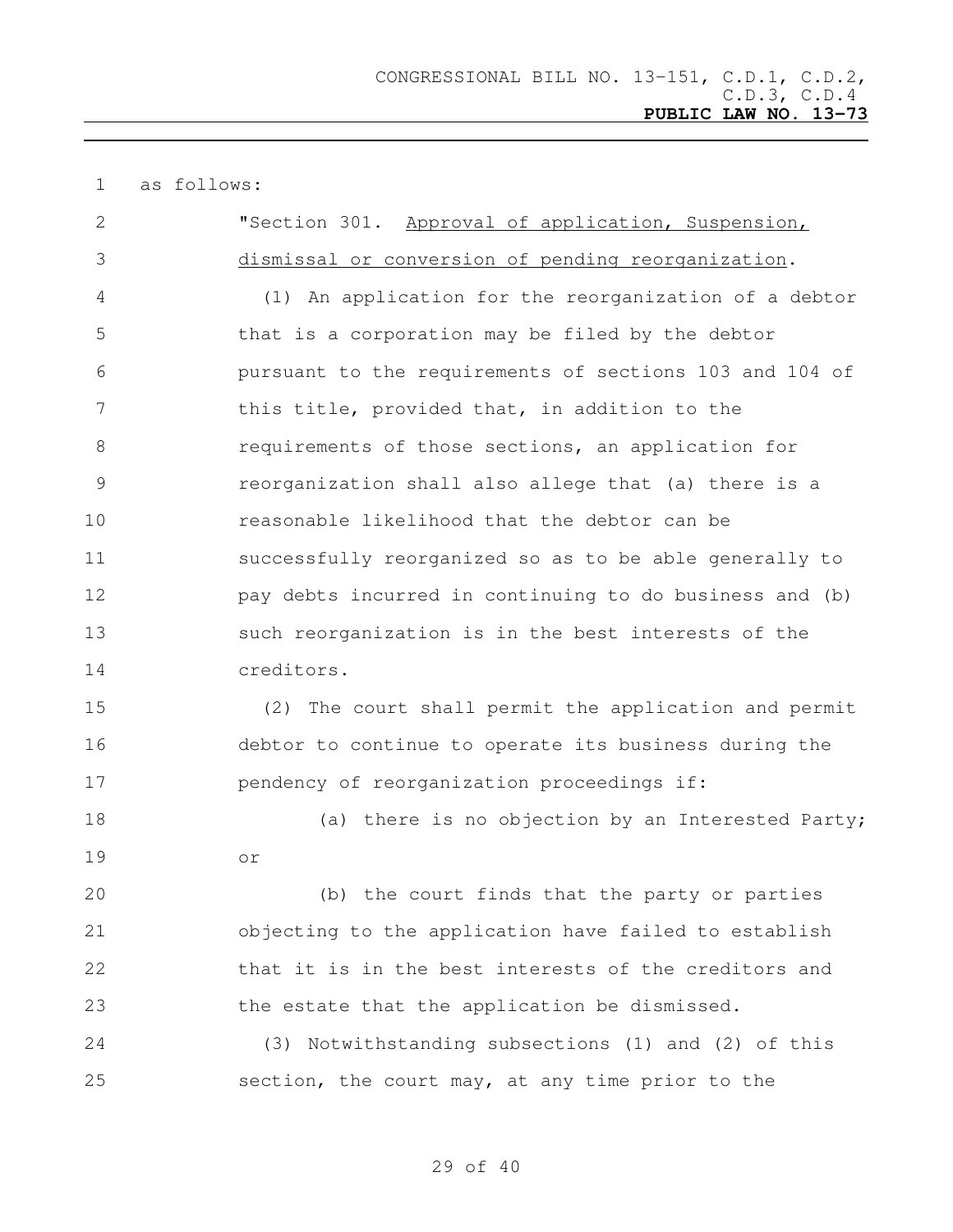as follows:

"Section 301. Approval of application, Suspension, dismissal or conversion of pending reorganization.

(1) An application for the reorganization of a debtor that is a corporation may be filed by the debtor pursuant to the requirements of sections 103 and 104 of this title, provided that, in addition to the requirements of those sections, an application for reorganization shall also allege that (a) there is a reasonable likelihood that the debtor can be successfully reorganized so as to be able generally to pay debts incurred in continuing to do business and (b) such reorganization is in the best interests of the creditors.

(2) The court shall permit the application and permit debtor to continue to operate its business during the pendency of reorganization proceedings if:

(a) there is no objection by an Interested Party; or

(b) the court finds that the party or parties objecting to the application have failed to establish that it is in the best interests of the creditors and the estate that the application be dismissed.

(3) Notwithstanding subsections (1) and (2) of this section, the court may, at any time prior to the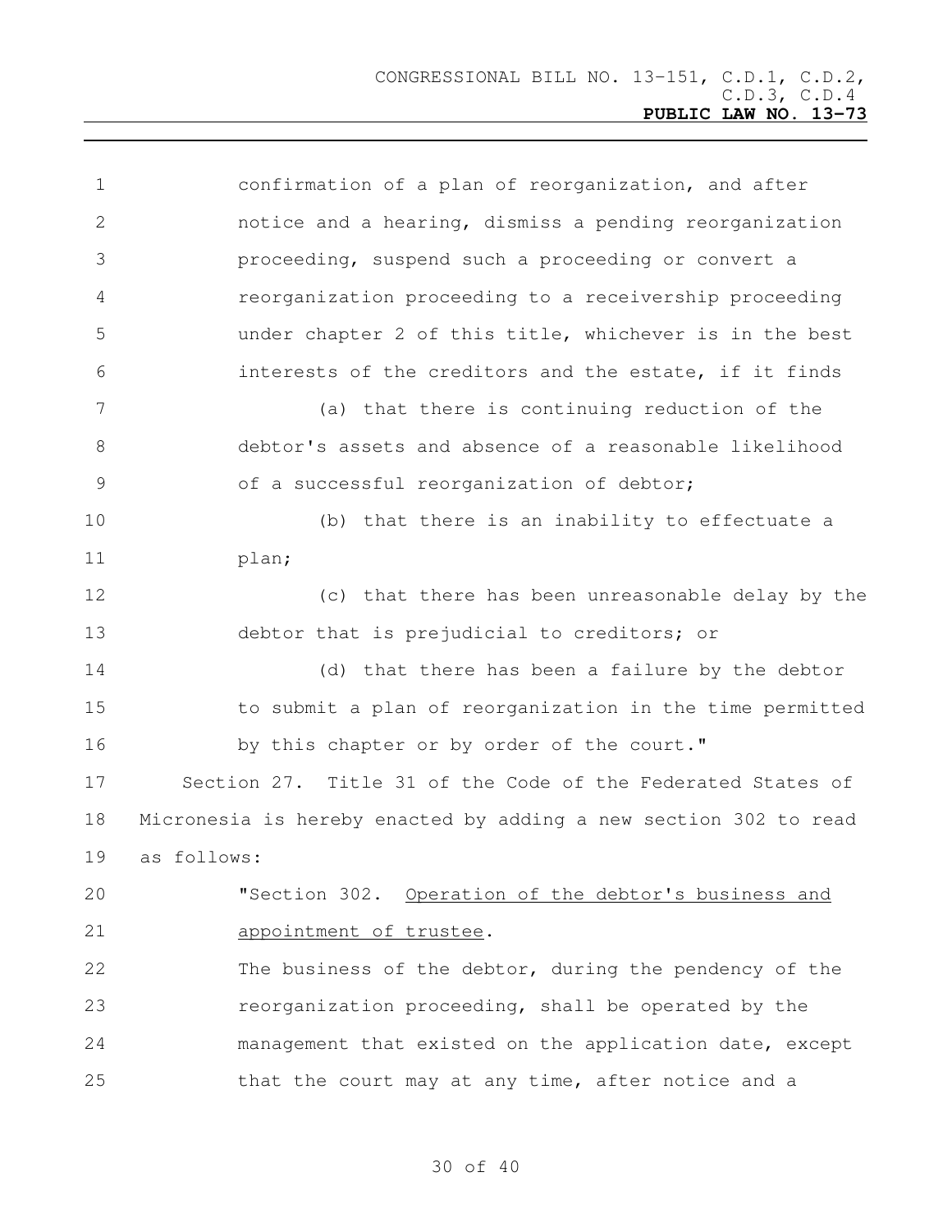confirmation of a plan of reorganization, and after notice and a hearing, dismiss a pending reorganization proceeding, suspend such a proceeding or convert a reorganization proceeding to a receivership proceeding under chapter 2 of this title, whichever is in the best interests of the creditors and the estate, if it finds

(a) that there is continuing reduction of the debtor's assets and absence of a reasonable likelihood of a successful reorganization of debtor;

(b) that there is an inability to effectuate a plan;

(c) that there has been unreasonable delay by the debtor that is prejudicial to creditors; or

(d) that there has been a failure by the debtor to submit a plan of reorganization in the time permitted by this chapter or by order of the court."

Section 27. Title 31 of the Code of the Federated States of Micronesia is hereby enacted by adding a new section 302 to read as follows:

"Section 302. Operation of the debtor's business and appointment of trustee.

The business of the debtor, during the pendency of the reorganization proceeding, shall be operated by the management that existed on the application date, except that the court may at any time, after notice and a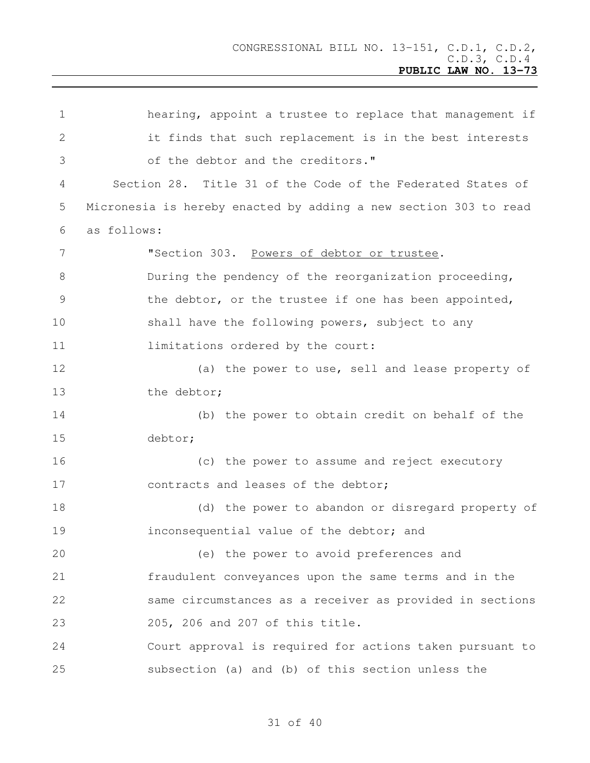hearing, appoint a trustee to replace that management if it finds that such replacement is in the best interests of the debtor and the creditors."

Section 28. Title 31 of the Code of the Federated States of Micronesia is hereby enacted by adding a new section 303 to read as follows:

"Section 303. Powers of debtor or trustee.

During the pendency of the reorganization proceeding, the debtor, or the trustee if one has been appointed, shall have the following powers, subject to any limitations ordered by the court:

(a) the power to use, sell and lease property of the debtor;

(b) the power to obtain credit on behalf of the debtor;

(c) the power to assume and reject executory contracts and leases of the debtor;

(d) the power to abandon or disregard property of inconsequential value of the debtor; and

(e) the power to avoid preferences and fraudulent conveyances upon the same terms and in the same circumstances as a receiver as provided in sections 205, 206 and 207 of this title.

Court approval is required for actions taken pursuant to subsection (a) and (b) of this section unless the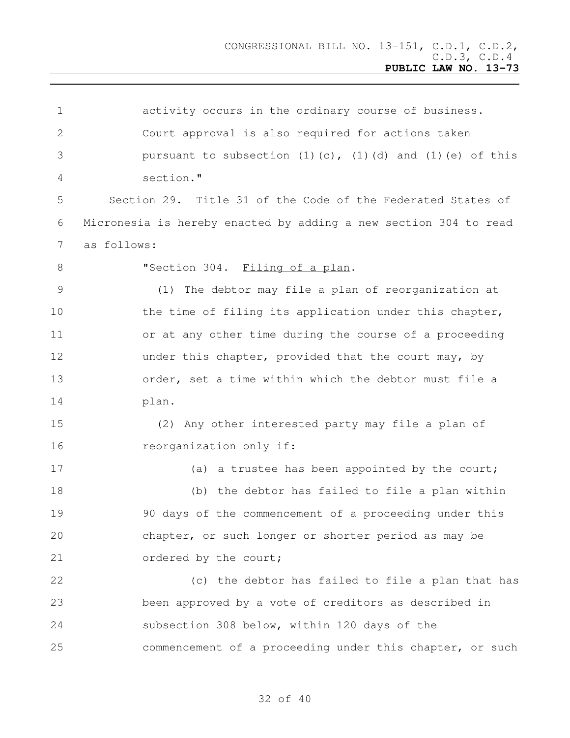activity occurs in the ordinary course of business. Court approval is also required for actions taken pursuant to subsection (1)(c), (1)(d) and (1)(e) of this section."

Section 29. Title 31 of the Code of the Federated States of Micronesia is hereby enacted by adding a new section 304 to read as follows:

"Section 304. Filing of a plan.

(1) The debtor may file a plan of reorganization at the time of filing its application under this chapter, or at any other time during the course of a proceeding under this chapter, provided that the court may, by order, set a time within which the debtor must file a plan.

(2) Any other interested party may file a plan of reorganization only if:

(a) a trustee has been appointed by the court;

(b) the debtor has failed to file a plan within 90 days of the commencement of a proceeding under this chapter, or such longer or shorter period as may be ordered by the court;

(c) the debtor has failed to file a plan that has been approved by a vote of creditors as described in subsection 308 below, within 120 days of the commencement of a proceeding under this chapter, or such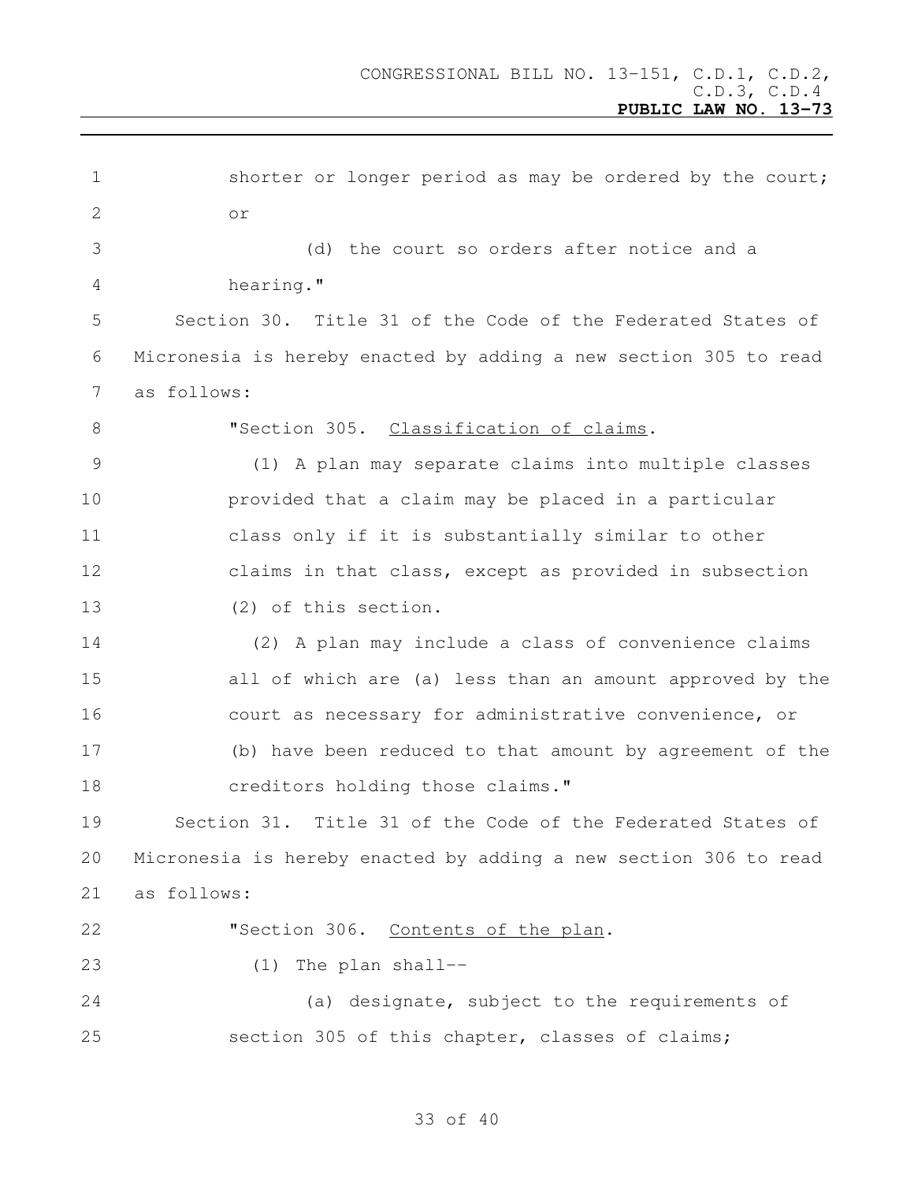shorter or longer period as may be ordered by the court; or

(d) the court so orders after notice and a hearing."

Section 30. Title 31 of the Code of the Federated States of Micronesia is hereby enacted by adding a new section 305 to read as follows:

"Section 305. Classification of claims.

(1) A plan may separate claims into multiple classes provided that a claim may be placed in a particular class only if it is substantially similar to other claims in that class, except as provided in subsection (2) of this section.

(2) A plan may include a class of convenience claims all of which are (a) less than an amount approved by the court as necessary for administrative convenience, or (b) have been reduced to that amount by agreement of the creditors holding those claims."

Section 31. Title 31 of the Code of the Federated States of Micronesia is hereby enacted by adding a new section 306 to read as follows:

"Section 306. Contents of the plan.

(1) The plan shall--

(a) designate, subject to the requirements of section 305 of this chapter, classes of claims;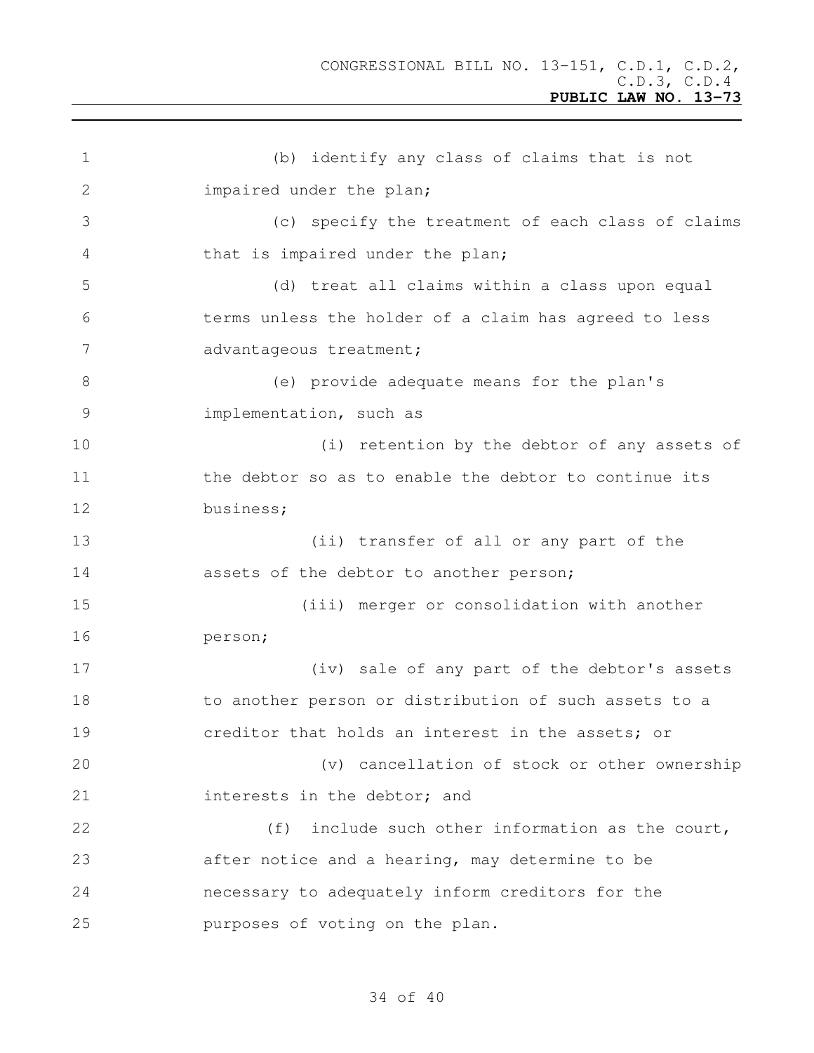(b) identify any class of claims that is not impaired under the plan;

(c) specify the treatment of each class of claims that is impaired under the plan;

(d) treat all claims within a class upon equal terms unless the holder of a claim has agreed to less advantageous treatment;

(e) provide adequate means for the plan's implementation, such as

(i) retention by the debtor of any assets of the debtor so as to enable the debtor to continue its business;

(ii) transfer of all or any part of the assets of the debtor to another person;

(iii) merger or consolidation with another person;

(iv) sale of any part of the debtor's assets to another person or distribution of such assets to a creditor that holds an interest in the assets; or

(v) cancellation of stock or other ownership interests in the debtor; and

(f) include such other information as the court, after notice and a hearing, may determine to be necessary to adequately inform creditors for the purposes of voting on the plan.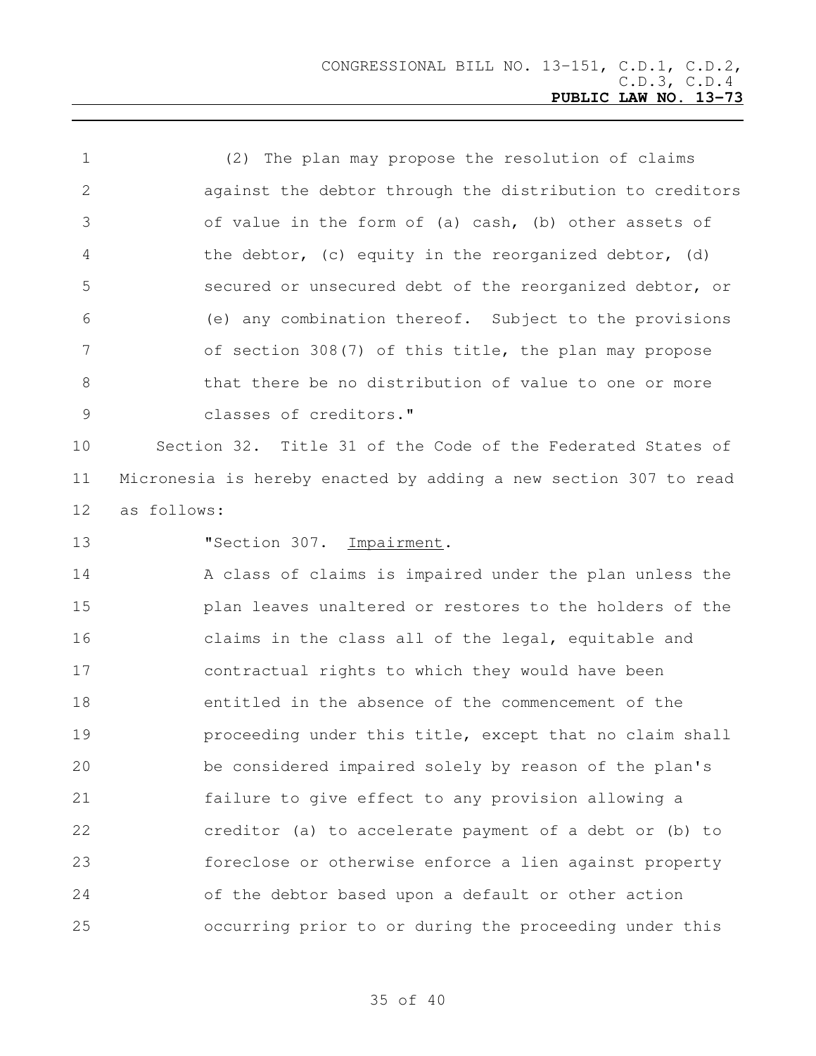(2) The plan may propose the resolution of claims against the debtor through the distribution to creditors of value in the form of (a) cash, (b) other assets of the debtor, (c) equity in the reorganized debtor, (d) secured or unsecured debt of the reorganized debtor, or (e) any combination thereof. Subject to the provisions of section 308(7) of this title, the plan may propose that there be no distribution of value to one or more classes of creditors."

Section 32. Title 31 of the Code of the Federated States of Micronesia is hereby enacted by adding a new section 307 to read as follows:

"Section 307. Impairment.

A class of claims is impaired under the plan unless the plan leaves unaltered or restores to the holders of the claims in the class all of the legal, equitable and contractual rights to which they would have been entitled in the absence of the commencement of the proceeding under this title, except that no claim shall be considered impaired solely by reason of the plan's failure to give effect to any provision allowing a creditor (a) to accelerate payment of a debt or (b) to foreclose or otherwise enforce a lien against property of the debtor based upon a default or other action occurring prior to or during the proceeding under this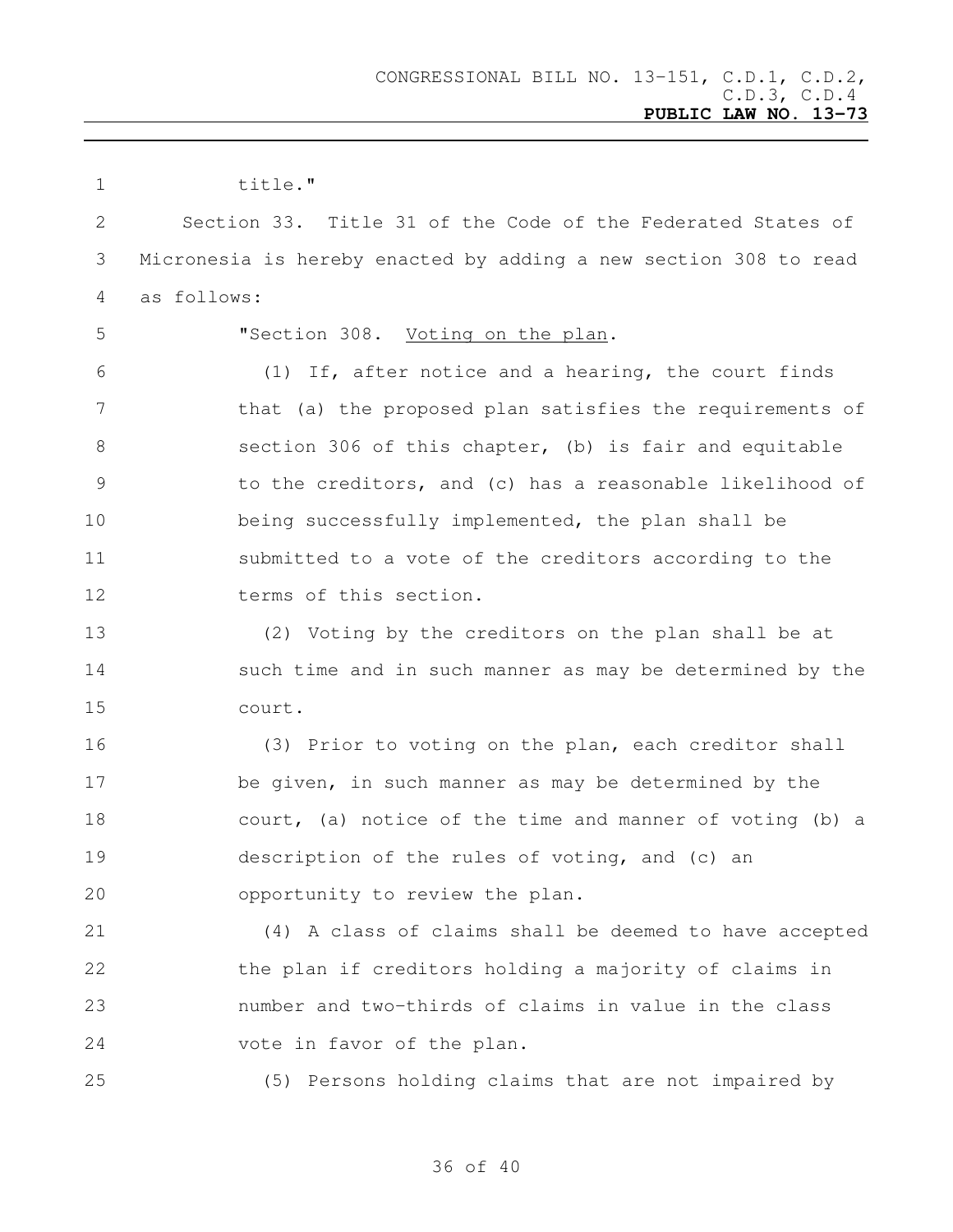title."

Section 33. Title 31 of the Code of the Federated States of Micronesia is hereby enacted by adding a new section 308 to read as follows:

"Section 308. Voting on the plan.

(1) If, after notice and a hearing, the court finds that (a) the proposed plan satisfies the requirements of section 306 of this chapter, (b) is fair and equitable to the creditors, and (c) has a reasonable likelihood of being successfully implemented, the plan shall be submitted to a vote of the creditors according to the terms of this section.

(2) Voting by the creditors on the plan shall be at such time and in such manner as may be determined by the court.

(3) Prior to voting on the plan, each creditor shall be given, in such manner as may be determined by the court, (a) notice of the time and manner of voting (b) a description of the rules of voting, and (c) an opportunity to review the plan.

(4) A class of claims shall be deemed to have accepted the plan if creditors holding a majority of claims in number and two-thirds of claims in value in the class vote in favor of the plan.

(5) Persons holding claims that are not impaired by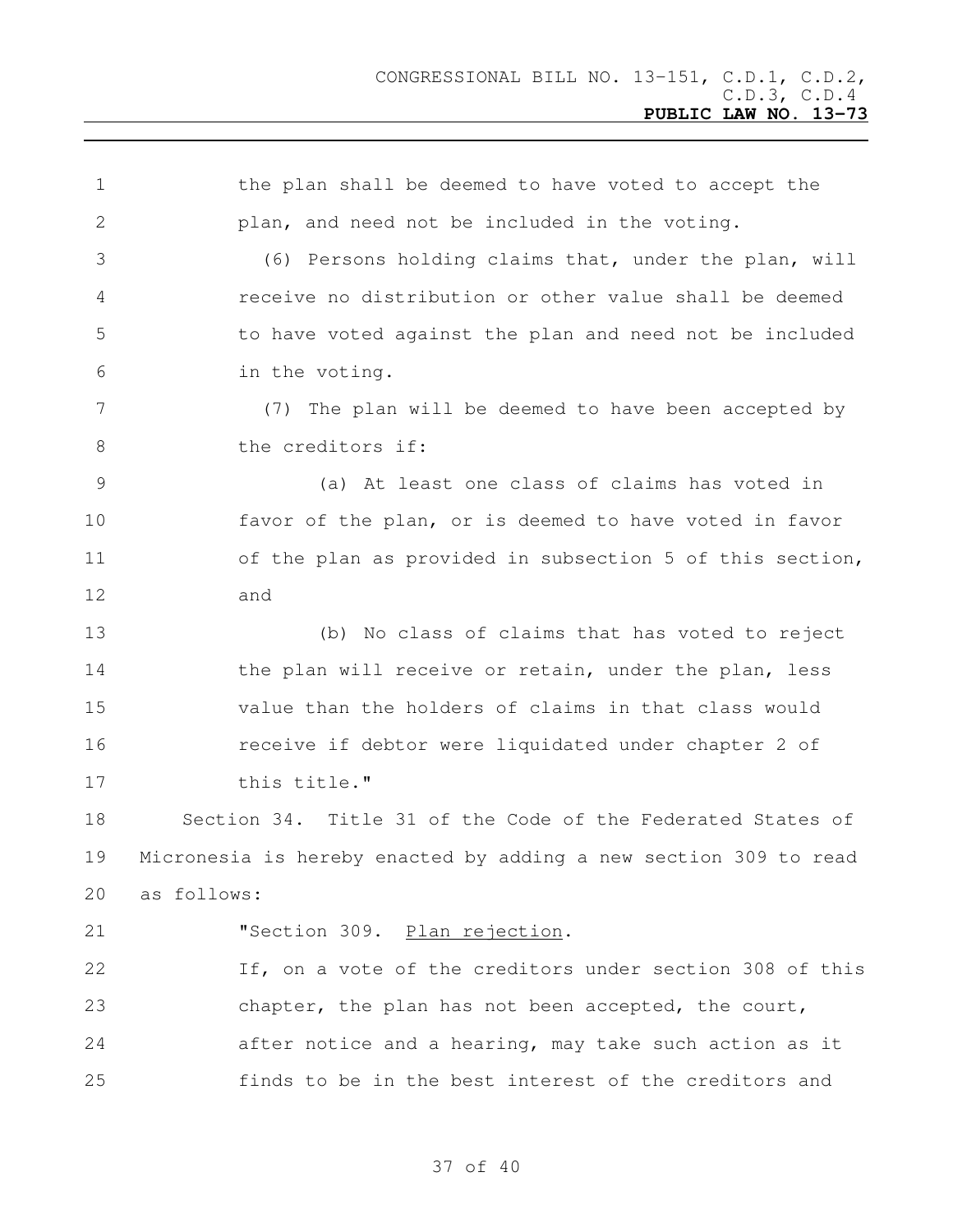the plan shall be deemed to have voted to accept the plan, and need not be included in the voting.

(6) Persons holding claims that, under the plan, will receive no distribution or other value shall be deemed to have voted against the plan and need not be included in the voting.

(7) The plan will be deemed to have been accepted by the creditors if:

(a) At least one class of claims has voted in favor of the plan, or is deemed to have voted in favor of the plan as provided in subsection 5 of this section, and

(b) No class of claims that has voted to reject the plan will receive or retain, under the plan, less value than the holders of claims in that class would receive if debtor were liquidated under chapter 2 of this title."

Section 34. Title 31 of the Code of the Federated States of Micronesia is hereby enacted by adding a new section 309 to read as follows:

"Section 309. <u>Plan rejection</u>.

If, on a vote of the creditors under section 308 of this chapter, the plan has not been accepted, the court, after notice and a hearing, may take such action as it finds to be in the best interest of the creditors and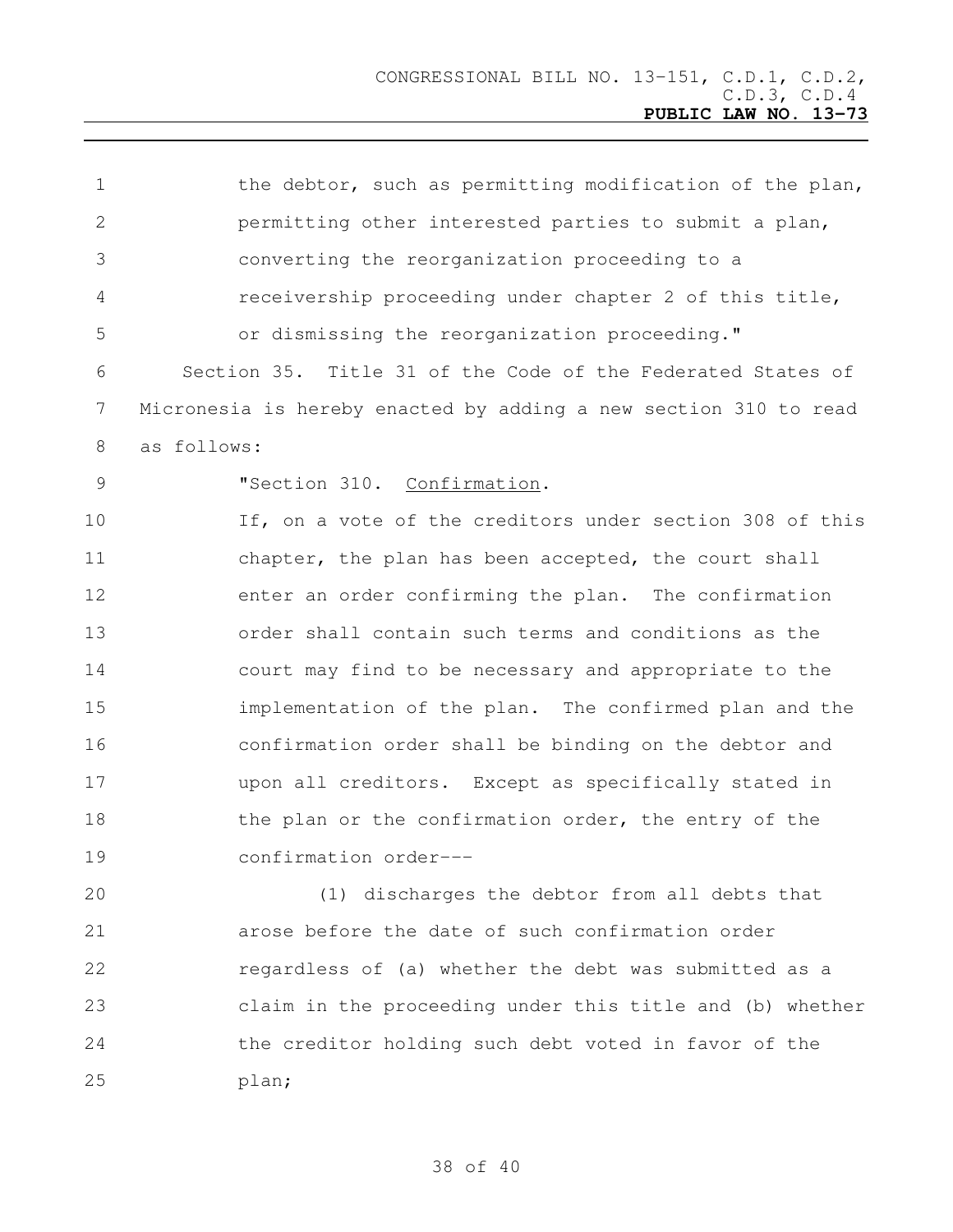the debtor, such as permitting modification of the plan, permitting other interested parties to submit a plan, converting the reorganization proceeding to a receivership proceeding under chapter 2 of this title, or dismissing the reorganization proceeding."

Section 35. Title 31 of the Code of the Federated States of Micronesia is hereby enacted by adding a new section 310 to read as follows:

"Section 310. Confirmation.

If, on a vote of the creditors under section 308 of this chapter, the plan has been accepted, the court shall enter an order confirming the plan. The confirmation order shall contain such terms and conditions as the court may find to be necessary and appropriate to the implementation of the plan. The confirmed plan and the confirmation order shall be binding on the debtor and upon all creditors. Except as specifically stated in the plan or the confirmation order, the entry of the confirmation order---

(1) discharges the debtor from all debts that arose before the date of such confirmation order regardless of (a) whether the debt was submitted as a claim in the proceeding under this title and (b) whether the creditor holding such debt voted in favor of the plan;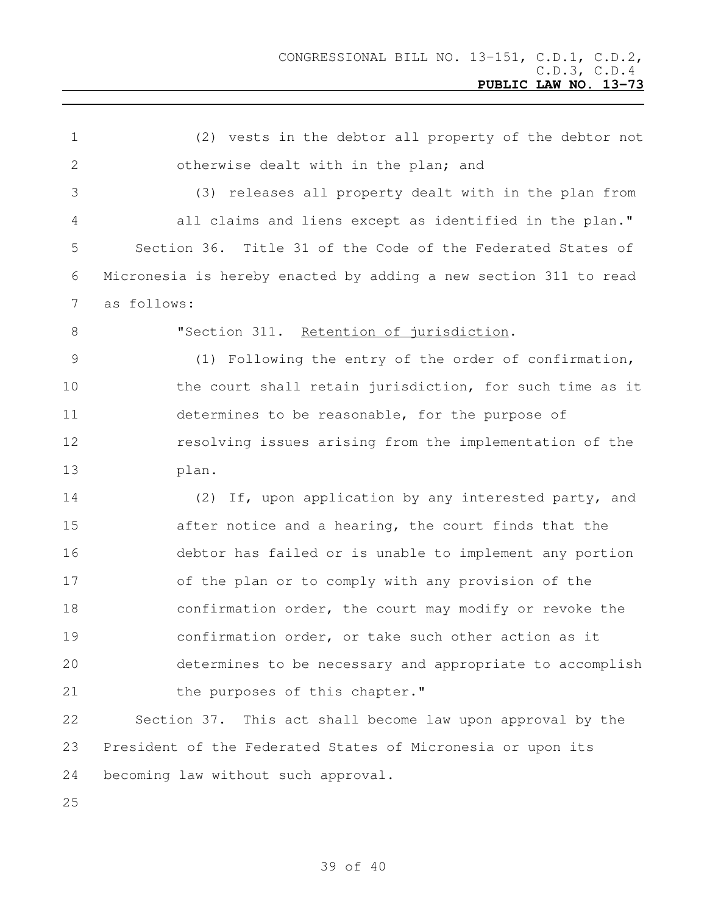(2) vests in the debtor all property of the debtor not otherwise dealt with in the plan; and

(3) releases all property dealt with in the plan from all claims and liens except as identified in the plan."

Section 36. Title 31 of the Code of the Federated States of Micronesia is hereby enacted by adding a new section 311 to read as follows:

"Section 311. Retention of jurisdiction.

(1) Following the entry of the order of confirmation, the court shall retain jurisdiction, for such time as it determines to be reasonable, for the purpose of resolving issues arising from the implementation of the plan.

(2) If, upon application by any interested party, and after notice and a hearing, the court finds that the debtor has failed or is unable to implement any portion of the plan or to comply with any provision of the confirmation order, the court may modify or revoke the confirmation order, or take such other action as it determines to be necessary and appropriate to accomplish the purposes of this chapter."

Section 37. This act shall become law upon approval by the President of the Federated States of Micronesia or upon its becoming law without such approval.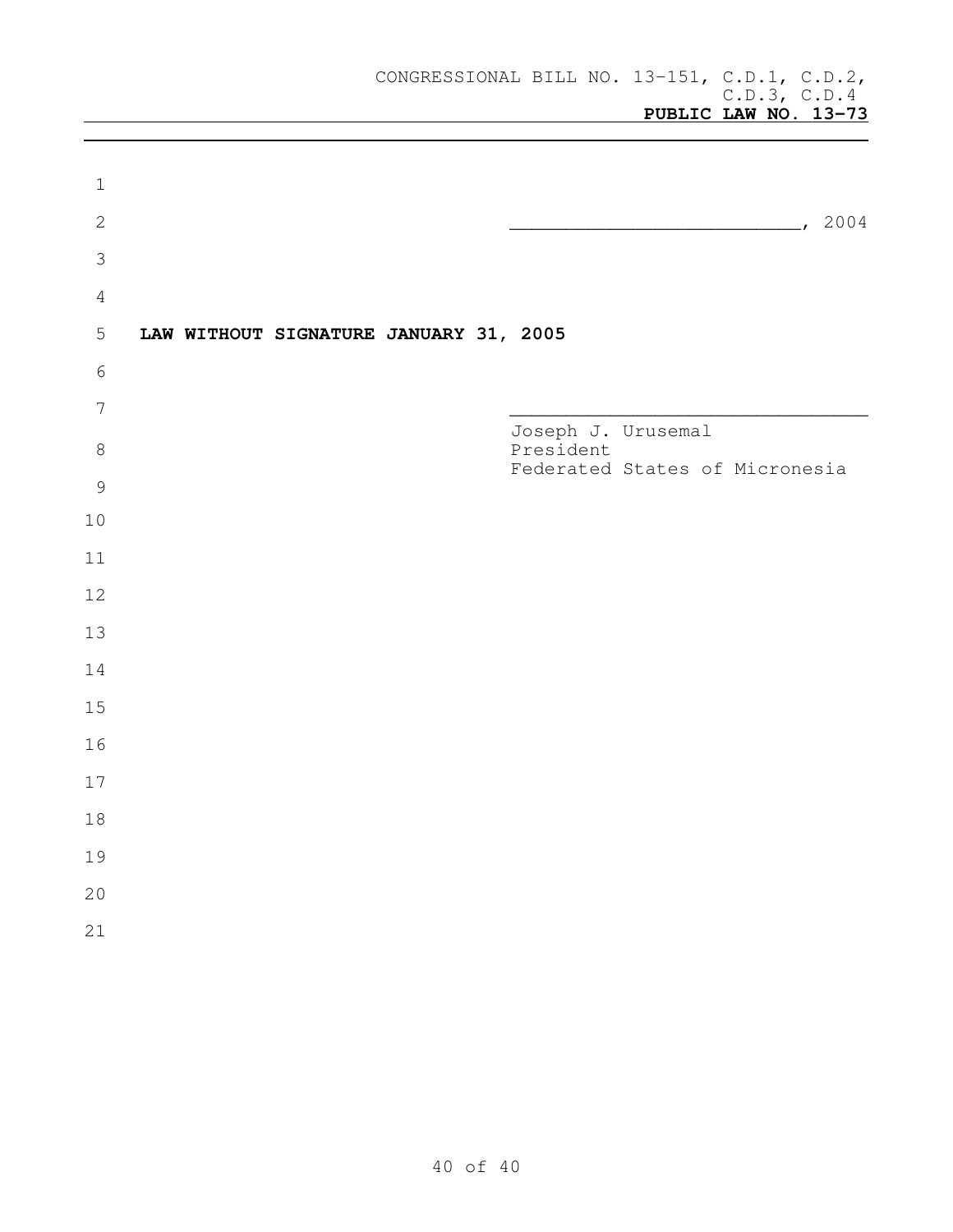CONGRESSIONAL BILL NO. 13-151, C.D.1, C.D.2, C.D.3, C.D.4
**PUBLIC LAW NO. 13-73**

___________________________, 2004

**LAW WITHOUT SIGNATURE JANUARY 31, 2005**

________________________________
Joseph J. Urusemal
President
Federated States of Micronesia